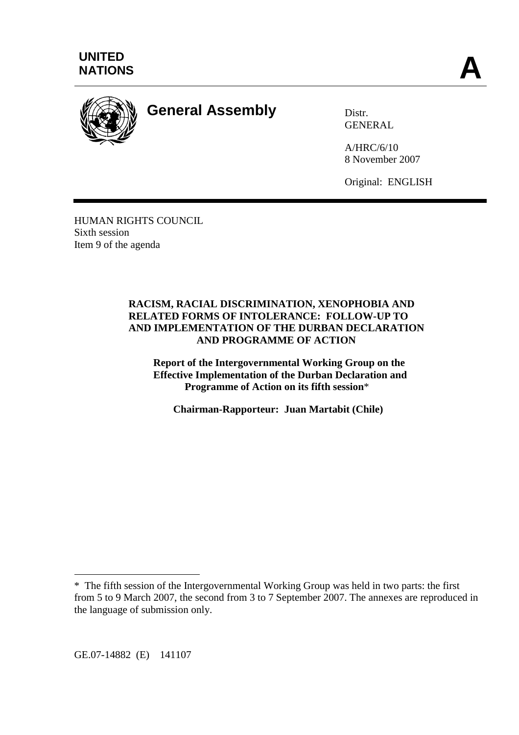**UNITED NATIONS**

**A**

# General Assembly

Distr.
GENERAL

A/HRC/6/10
8 November 2007

Original: ENGLISH

HUMAN RIGHTS COUNCIL
Sixth session
Item 9 of the agenda

**RACISM, RACIAL DISCRIMINATION, XENOPHOBIA AND RELATED FORMS OF INTOLERANCE: FOLLOW-UP TO AND IMPLEMENTATION OF THE DURBAN DECLARATION AND PROGRAMME OF ACTION**

**Report of the Intergovernmental Working Group on the Effective Implementation of the Durban Declaration and Programme of Action on its fifth session***

**Chairman-Rapporteur: Juan Martabit (Chile)**

---

\* The fifth session of the Intergovernmental Working Group was held in two parts: the first from 5 to 9 March 2007, the second from 3 to 7 September 2007. The annexes are reproduced in the language of submission only.

GE.07-14882 (E) 141107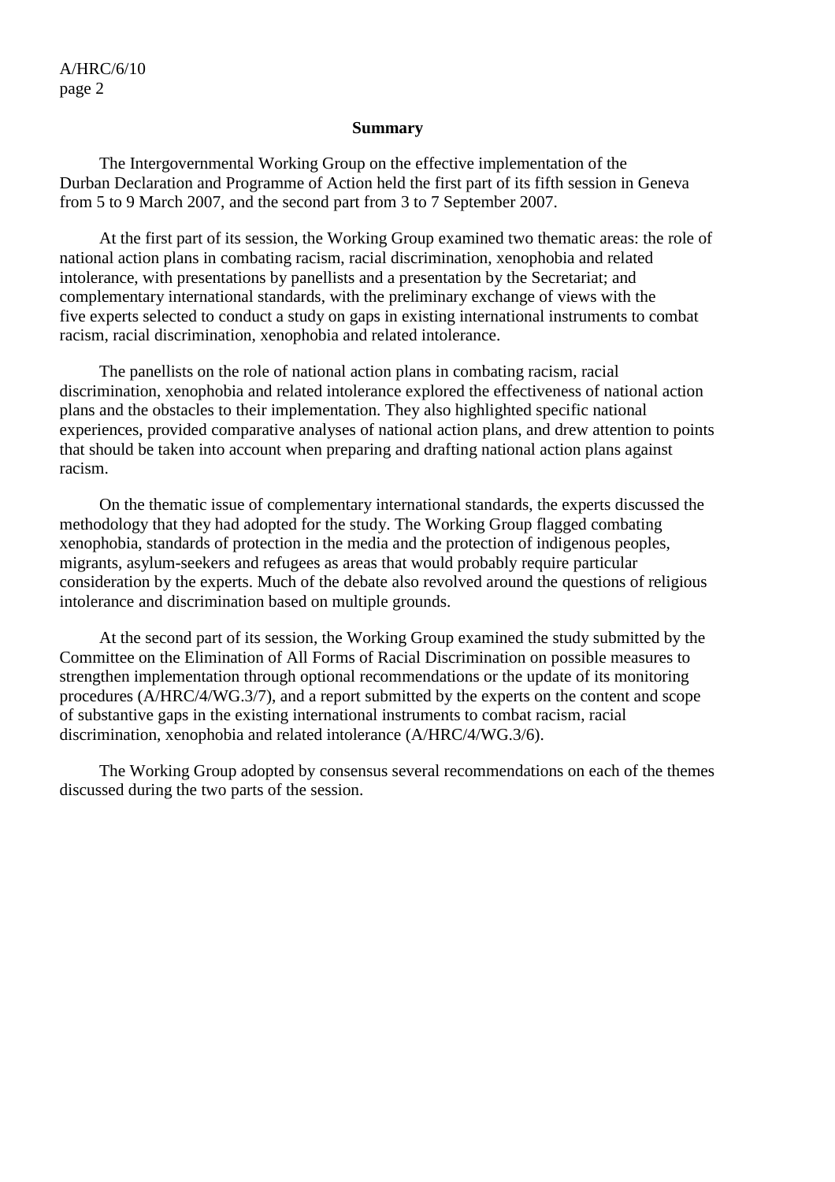## Summary

The Intergovernmental Working Group on the effective implementation of the Durban Declaration and Programme of Action held the first part of its fifth session in Geneva from 5 to 9 March 2007, and the second part from 3 to 7 September 2007.

At the first part of its session, the Working Group examined two thematic areas: the role of national action plans in combating racism, racial discrimination, xenophobia and related intolerance, with presentations by panellists and a presentation by the Secretariat; and complementary international standards, with the preliminary exchange of views with the five experts selected to conduct a study on gaps in existing international instruments to combat racism, racial discrimination, xenophobia and related intolerance.

The panellists on the role of national action plans in combating racism, racial discrimination, xenophobia and related intolerance explored the effectiveness of national action plans and the obstacles to their implementation. They also highlighted specific national experiences, provided comparative analyses of national action plans, and drew attention to points that should be taken into account when preparing and drafting national action plans against racism.

On the thematic issue of complementary international standards, the experts discussed the methodology that they had adopted for the study. The Working Group flagged combating xenophobia, standards of protection in the media and the protection of indigenous peoples, migrants, asylum-seekers and refugees as areas that would probably require particular consideration by the experts. Much of the debate also revolved around the questions of religious intolerance and discrimination based on multiple grounds.

At the second part of its session, the Working Group examined the study submitted by the Committee on the Elimination of All Forms of Racial Discrimination on possible measures to strengthen implementation through optional recommendations or the update of its monitoring procedures (A/HRC/4/WG.3/7), and a report submitted by the experts on the content and scope of substantive gaps in the existing international instruments to combat racism, racial discrimination, xenophobia and related intolerance (A/HRC/4/WG.3/6).

The Working Group adopted by consensus several recommendations on each of the themes discussed during the two parts of the session.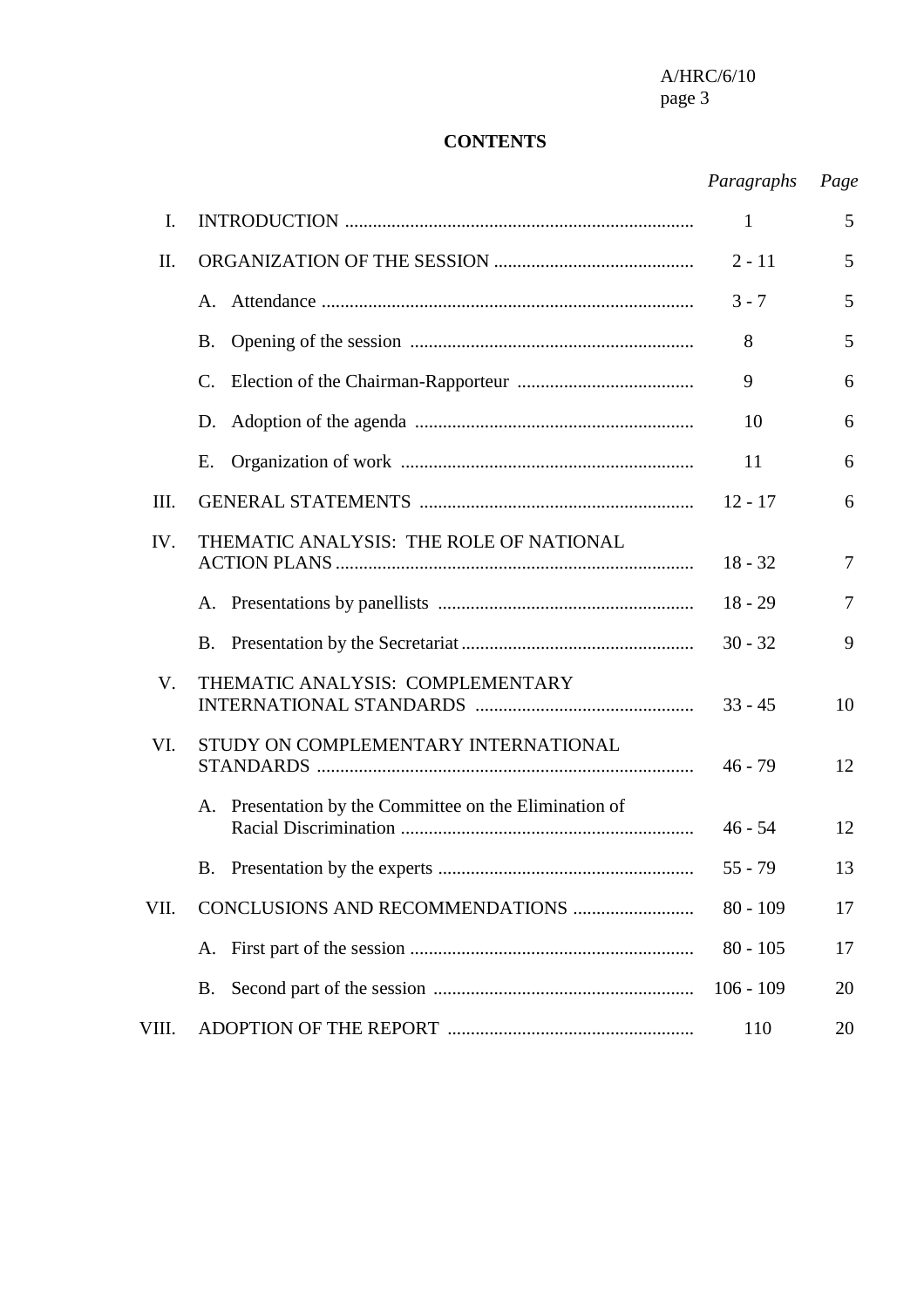# CONTENTS

| | | *Paragraphs* | *Page* |
|---|---|---|---|
| I. | INTRODUCTION | 1 | 5 |
| II. | ORGANIZATION OF THE SESSION | 2 - 11 | 5 |
| | A. Attendance | 3 - 7 | 5 |
| | B. Opening of the session | 8 | 5 |
| | C. Election of the Chairman-Rapporteur | 9 | 6 |
| | D. Adoption of the agenda | 10 | 6 |
| | E. Organization of work | 11 | 6 |
| III. | GENERAL STATEMENTS | 12 - 17 | 6 |
| IV. | THEMATIC ANALYSIS: THE ROLE OF NATIONAL ACTION PLANS | 18 - 32 | 7 |
| | A. Presentations by panellists | 18 - 29 | 7 |
| | B. Presentation by the Secretariat | 30 - 32 | 9 |
| V. | THEMATIC ANALYSIS: COMPLEMENTARY INTERNATIONAL STANDARDS | 33 - 45 | 10 |
| VI. | STUDY ON COMPLEMENTARY INTERNATIONAL STANDARDS | 46 - 79 | 12 |
| | A. Presentation by the Committee on the Elimination of Racial Discrimination | 46 - 54 | 12 |
| | B. Presentation by the experts | 55 - 79 | 13 |
| VII. | CONCLUSIONS AND RECOMMENDATIONS | 80 - 109 | 17 |
| | A. First part of the session | 80 - 105 | 17 |
| | B. Second part of the session | 106 - 109 | 20 |
| VIII. | ADOPTION OF THE REPORT | 110 | 20 |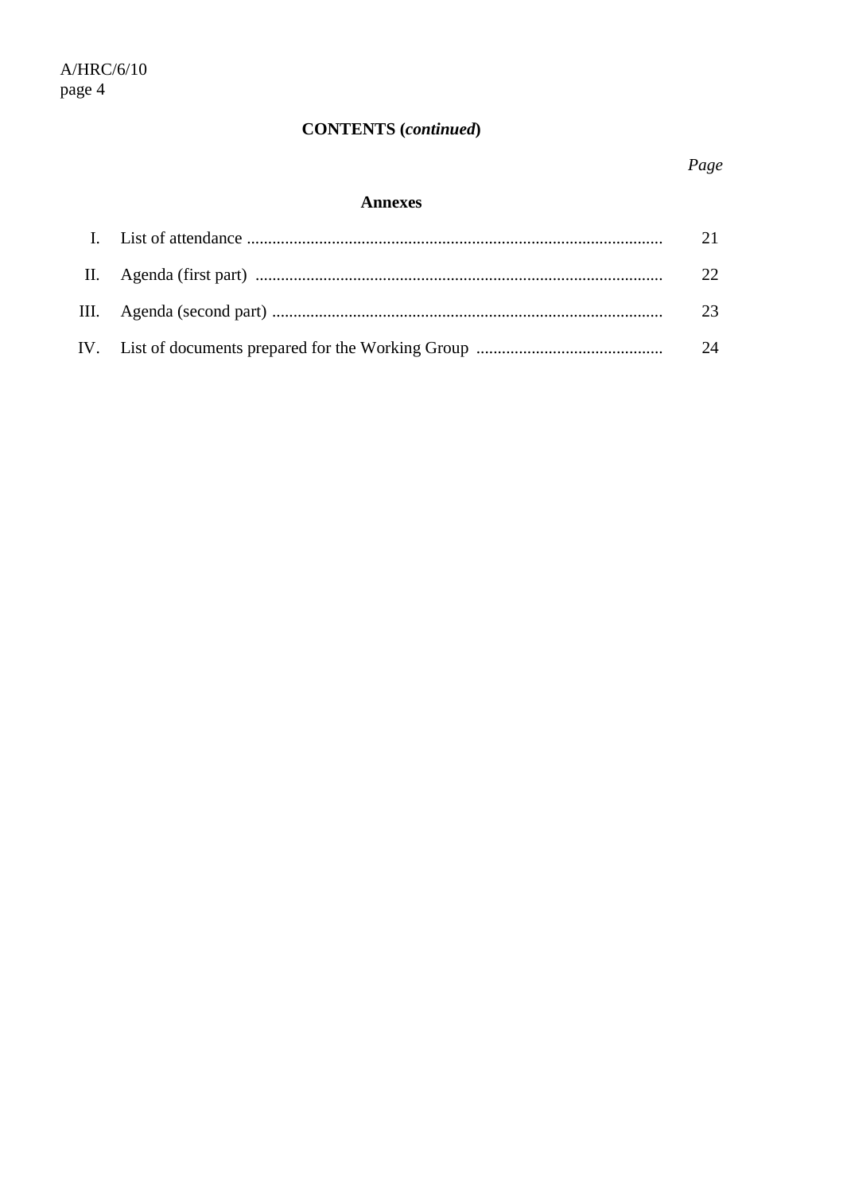**CONTENTS (*continued*)**

*Page*

**Annexes**

| | | |
|---|---|---|
| I. | List of attendance | 21 |
| II. | Agenda (first part) | 22 |
| III. | Agenda (second part) | 23 |
| IV. | List of documents prepared for the Working Group | 24 |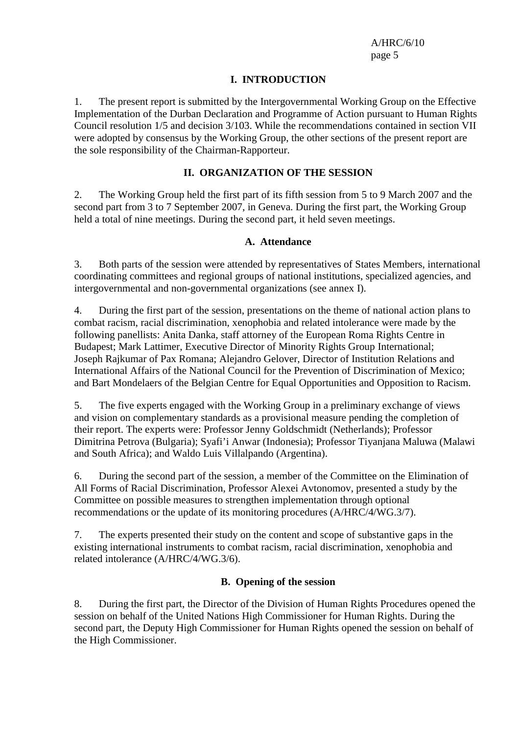## I. INTRODUCTION

1. The present report is submitted by the Intergovernmental Working Group on the Effective Implementation of the Durban Declaration and Programme of Action pursuant to Human Rights Council resolution 1/5 and decision 3/103. While the recommendations contained in section VII were adopted by consensus by the Working Group, the other sections of the present report are the sole responsibility of the Chairman-Rapporteur.

## II. ORGANIZATION OF THE SESSION

2. The Working Group held the first part of its fifth session from 5 to 9 March 2007 and the second part from 3 to 7 September 2007, in Geneva. During the first part, the Working Group held a total of nine meetings. During the second part, it held seven meetings.

### A. Attendance

3. Both parts of the session were attended by representatives of States Members, international coordinating committees and regional groups of national institutions, specialized agencies, and intergovernmental and non-governmental organizations (see annex I).

4. During the first part of the session, presentations on the theme of national action plans to combat racism, racial discrimination, xenophobia and related intolerance were made by the following panellists: Anita Danka, staff attorney of the European Roma Rights Centre in Budapest; Mark Lattimer, Executive Director of Minority Rights Group International; Joseph Rajkumar of Pax Romana; Alejandro Gelover, Director of Institution Relations and International Affairs of the National Council for the Prevention of Discrimination of Mexico; and Bart Mondelaers of the Belgian Centre for Equal Opportunities and Opposition to Racism.

5. The five experts engaged with the Working Group in a preliminary exchange of views and vision on complementary standards as a provisional measure pending the completion of their report. The experts were: Professor Jenny Goldschmidt (Netherlands); Professor Dimitrina Petrova (Bulgaria); Syafi'i Anwar (Indonesia); Professor Tiyanjana Maluwa (Malawi and South Africa); and Waldo Luis Villalpando (Argentina).

6. During the second part of the session, a member of the Committee on the Elimination of All Forms of Racial Discrimination, Professor Alexei Avtonomov, presented a study by the Committee on possible measures to strengthen implementation through optional recommendations or the update of its monitoring procedures (A/HRC/4/WG.3/7).

7. The experts presented their study on the content and scope of substantive gaps in the existing international instruments to combat racism, racial discrimination, xenophobia and related intolerance (A/HRC/4/WG.3/6).

### B. Opening of the session

8. During the first part, the Director of the Division of Human Rights Procedures opened the session on behalf of the United Nations High Commissioner for Human Rights. During the second part, the Deputy High Commissioner for Human Rights opened the session on behalf of the High Commissioner.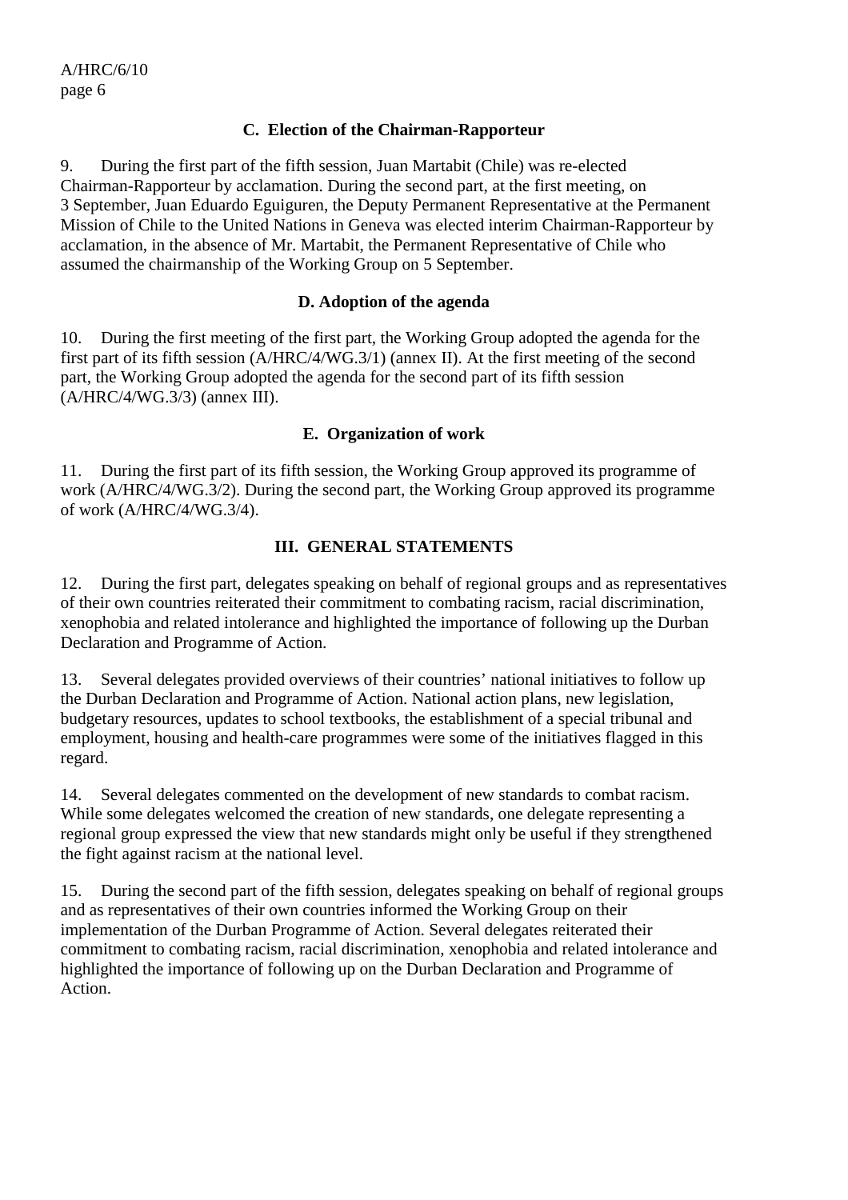### C. Election of the Chairman-Rapporteur

9. During the first part of the fifth session, Juan Martabit (Chile) was re-elected Chairman-Rapporteur by acclamation. During the second part, at the first meeting, on 3 September, Juan Eduardo Eguiguren, the Deputy Permanent Representative at the Permanent Mission of Chile to the United Nations in Geneva was elected interim Chairman-Rapporteur by acclamation, in the absence of Mr. Martabit, the Permanent Representative of Chile who assumed the chairmanship of the Working Group on 5 September.

### D. Adoption of the agenda

10. During the first meeting of the first part, the Working Group adopted the agenda for the first part of its fifth session (A/HRC/4/WG.3/1) (annex II). At the first meeting of the second part, the Working Group adopted the agenda for the second part of its fifth session (A/HRC/4/WG.3/3) (annex III).

### E. Organization of work

11. During the first part of its fifth session, the Working Group approved its programme of work (A/HRC/4/WG.3/2). During the second part, the Working Group approved its programme of work (A/HRC/4/WG.3/4).

## III. GENERAL STATEMENTS

12. During the first part, delegates speaking on behalf of regional groups and as representatives of their own countries reiterated their commitment to combating racism, racial discrimination, xenophobia and related intolerance and highlighted the importance of following up the Durban Declaration and Programme of Action.

13. Several delegates provided overviews of their countries' national initiatives to follow up the Durban Declaration and Programme of Action. National action plans, new legislation, budgetary resources, updates to school textbooks, the establishment of a special tribunal and employment, housing and health-care programmes were some of the initiatives flagged in this regard.

14. Several delegates commented on the development of new standards to combat racism. While some delegates welcomed the creation of new standards, one delegate representing a regional group expressed the view that new standards might only be useful if they strengthened the fight against racism at the national level.

15. During the second part of the fifth session, delegates speaking on behalf of regional groups and as representatives of their own countries informed the Working Group on their implementation of the Durban Programme of Action. Several delegates reiterated their commitment to combating racism, racial discrimination, xenophobia and related intolerance and highlighted the importance of following up on the Durban Declaration and Programme of Action.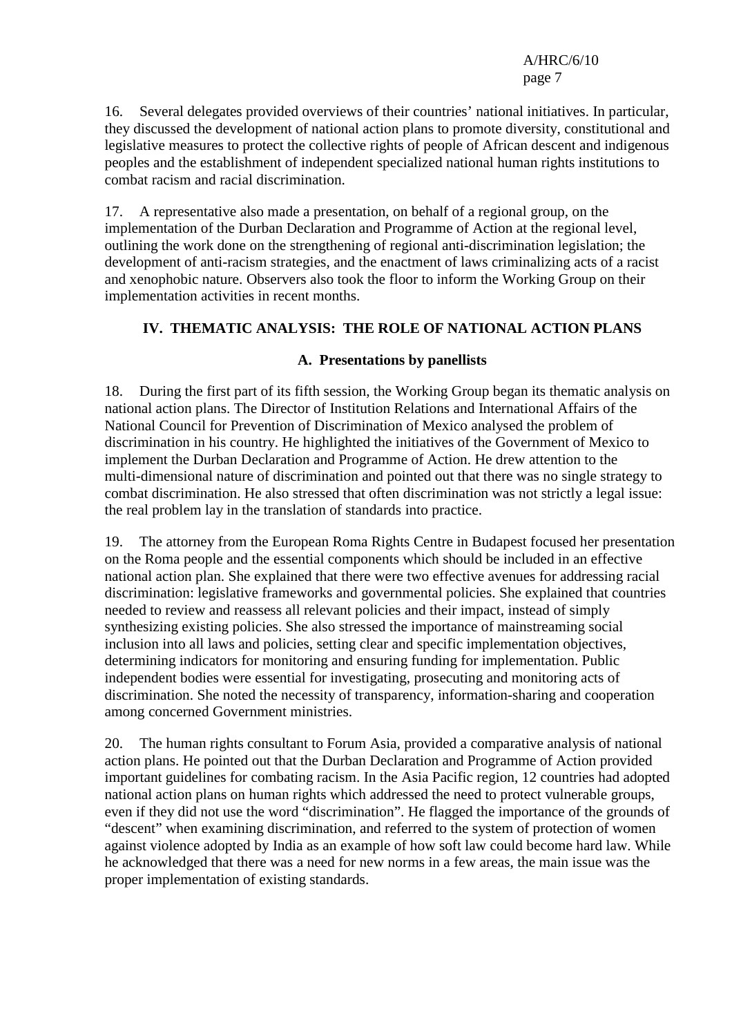16. Several delegates provided overviews of their countries' national initiatives. In particular, they discussed the development of national action plans to promote diversity, constitutional and legislative measures to protect the collective rights of people of African descent and indigenous peoples and the establishment of independent specialized national human rights institutions to combat racism and racial discrimination.

17. A representative also made a presentation, on behalf of a regional group, on the implementation of the Durban Declaration and Programme of Action at the regional level, outlining the work done on the strengthening of regional anti-discrimination legislation; the development of anti-racism strategies, and the enactment of laws criminalizing acts of a racist and xenophobic nature. Observers also took the floor to inform the Working Group on their implementation activities in recent months.

## IV. THEMATIC ANALYSIS: THE ROLE OF NATIONAL ACTION PLANS

### A. Presentations by panellists

18. During the first part of its fifth session, the Working Group began its thematic analysis on national action plans. The Director of Institution Relations and International Affairs of the National Council for Prevention of Discrimination of Mexico analysed the problem of discrimination in his country. He highlighted the initiatives of the Government of Mexico to implement the Durban Declaration and Programme of Action. He drew attention to the multi-dimensional nature of discrimination and pointed out that there was no single strategy to combat discrimination. He also stressed that often discrimination was not strictly a legal issue: the real problem lay in the translation of standards into practice.

19. The attorney from the European Roma Rights Centre in Budapest focused her presentation on the Roma people and the essential components which should be included in an effective national action plan. She explained that there were two effective avenues for addressing racial discrimination: legislative frameworks and governmental policies. She explained that countries needed to review and reassess all relevant policies and their impact, instead of simply synthesizing existing policies. She also stressed the importance of mainstreaming social inclusion into all laws and policies, setting clear and specific implementation objectives, determining indicators for monitoring and ensuring funding for implementation. Public independent bodies were essential for investigating, prosecuting and monitoring acts of discrimination. She noted the necessity of transparency, information-sharing and cooperation among concerned Government ministries.

20. The human rights consultant to Forum Asia, provided a comparative analysis of national action plans. He pointed out that the Durban Declaration and Programme of Action provided important guidelines for combating racism. In the Asia Pacific region, 12 countries had adopted national action plans on human rights which addressed the need to protect vulnerable groups, even if they did not use the word "discrimination". He flagged the importance of the grounds of "descent" when examining discrimination, and referred to the system of protection of women against violence adopted by India as an example of how soft law could become hard law. While he acknowledged that there was a need for new norms in a few areas, the main issue was the proper implementation of existing standards.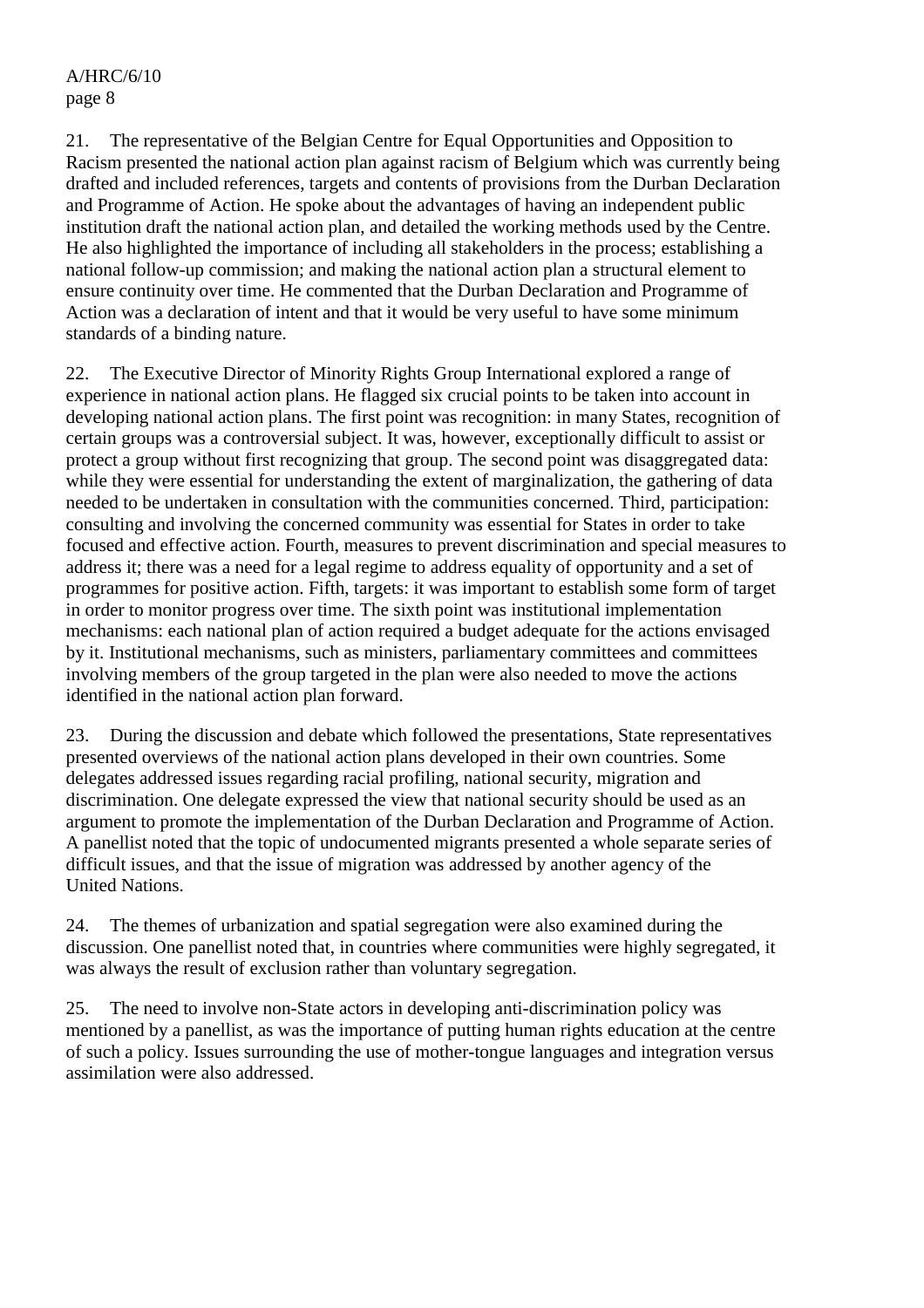21. The representative of the Belgian Centre for Equal Opportunities and Opposition to Racism presented the national action plan against racism of Belgium which was currently being drafted and included references, targets and contents of provisions from the Durban Declaration and Programme of Action. He spoke about the advantages of having an independent public institution draft the national action plan, and detailed the working methods used by the Centre. He also highlighted the importance of including all stakeholders in the process; establishing a national follow-up commission; and making the national action plan a structural element to ensure continuity over time. He commented that the Durban Declaration and Programme of Action was a declaration of intent and that it would be very useful to have some minimum standards of a binding nature.

22. The Executive Director of Minority Rights Group International explored a range of experience in national action plans. He flagged six crucial points to be taken into account in developing national action plans. The first point was recognition: in many States, recognition of certain groups was a controversial subject. It was, however, exceptionally difficult to assist or protect a group without first recognizing that group. The second point was disaggregated data: while they were essential for understanding the extent of marginalization, the gathering of data needed to be undertaken in consultation with the communities concerned. Third, participation: consulting and involving the concerned community was essential for States in order to take focused and effective action. Fourth, measures to prevent discrimination and special measures to address it; there was a need for a legal regime to address equality of opportunity and a set of programmes for positive action. Fifth, targets: it was important to establish some form of target in order to monitor progress over time. The sixth point was institutional implementation mechanisms: each national plan of action required a budget adequate for the actions envisaged by it. Institutional mechanisms, such as ministers, parliamentary committees and committees involving members of the group targeted in the plan were also needed to move the actions identified in the national action plan forward.

23. During the discussion and debate which followed the presentations, State representatives presented overviews of the national action plans developed in their own countries. Some delegates addressed issues regarding racial profiling, national security, migration and discrimination. One delegate expressed the view that national security should be used as an argument to promote the implementation of the Durban Declaration and Programme of Action. A panellist noted that the topic of undocumented migrants presented a whole separate series of difficult issues, and that the issue of migration was addressed by another agency of the United Nations.

24. The themes of urbanization and spatial segregation were also examined during the discussion. One panellist noted that, in countries where communities were highly segregated, it was always the result of exclusion rather than voluntary segregation.

25. The need to involve non-State actors in developing anti-discrimination policy was mentioned by a panellist, as was the importance of putting human rights education at the centre of such a policy. Issues surrounding the use of mother-tongue languages and integration versus assimilation were also addressed.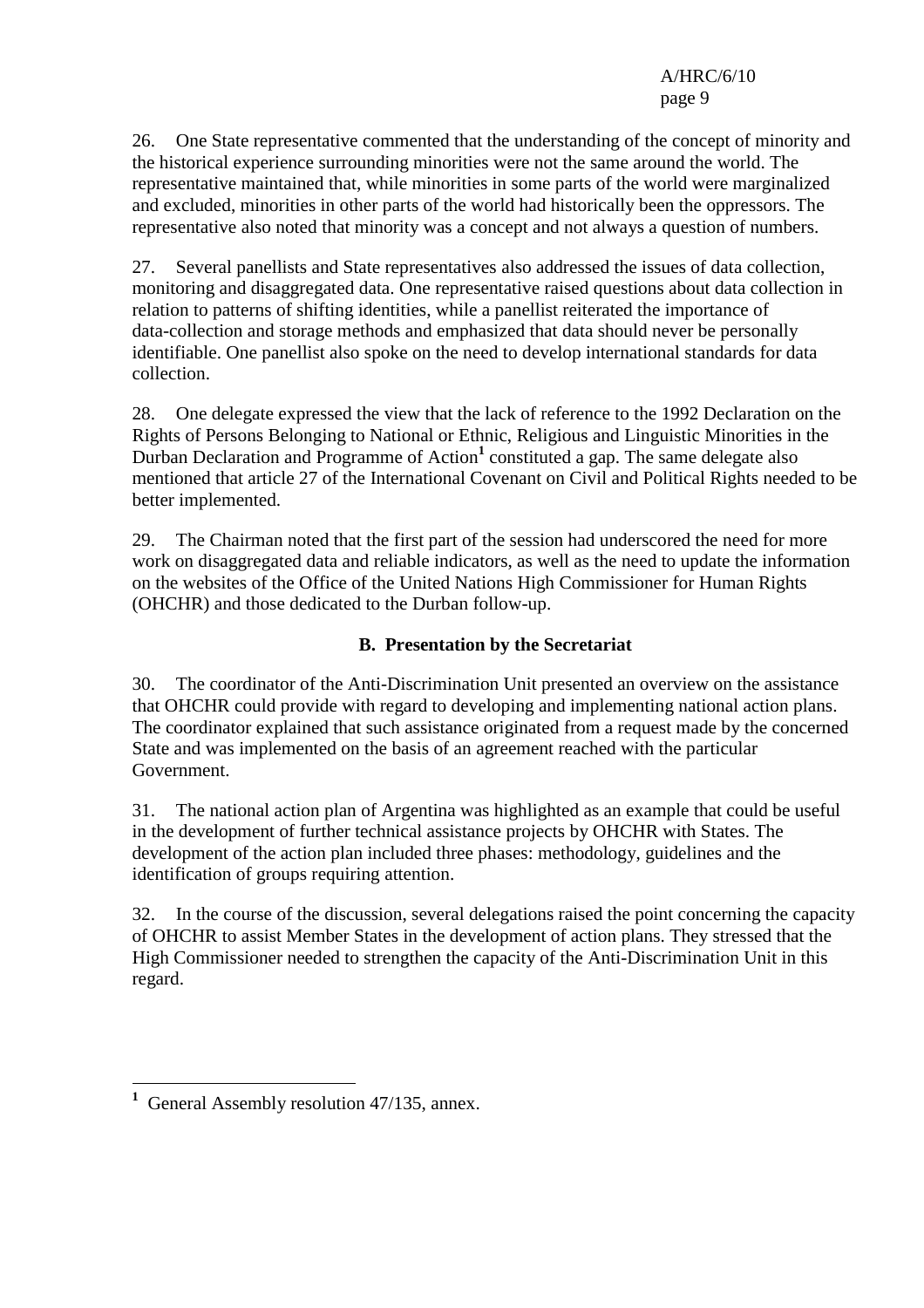26. One State representative commented that the understanding of the concept of minority and the historical experience surrounding minorities were not the same around the world. The representative maintained that, while minorities in some parts of the world were marginalized and excluded, minorities in other parts of the world had historically been the oppressors. The representative also noted that minority was a concept and not always a question of numbers.

27. Several panellists and State representatives also addressed the issues of data collection, monitoring and disaggregated data. One representative raised questions about data collection in relation to patterns of shifting identities, while a panellist reiterated the importance of data-collection and storage methods and emphasized that data should never be personally identifiable. One panellist also spoke on the need to develop international standards for data collection.

28. One delegate expressed the view that the lack of reference to the 1992 Declaration on the Rights of Persons Belonging to National or Ethnic, Religious and Linguistic Minorities in the Durban Declaration and Programme of Action[1] constituted a gap. The same delegate also mentioned that article 27 of the International Covenant on Civil and Political Rights needed to be better implemented.

29. The Chairman noted that the first part of the session had underscored the need for more work on disaggregated data and reliable indicators, as well as the need to update the information on the websites of the Office of the United Nations High Commissioner for Human Rights (OHCHR) and those dedicated to the Durban follow-up.

## B. Presentation by the Secretariat

30. The coordinator of the Anti-Discrimination Unit presented an overview on the assistance that OHCHR could provide with regard to developing and implementing national action plans. The coordinator explained that such assistance originated from a request made by the concerned State and was implemented on the basis of an agreement reached with the particular Government.

31. The national action plan of Argentina was highlighted as an example that could be useful in the development of further technical assistance projects by OHCHR with States. The development of the action plan included three phases: methodology, guidelines and the identification of groups requiring attention.

32. In the course of the discussion, several delegations raised the point concerning the capacity of OHCHR to assist Member States in the development of action plans. They stressed that the High Commissioner needed to strengthen the capacity of the Anti-Discrimination Unit in this regard.

---

[1] General Assembly resolution 47/135, annex.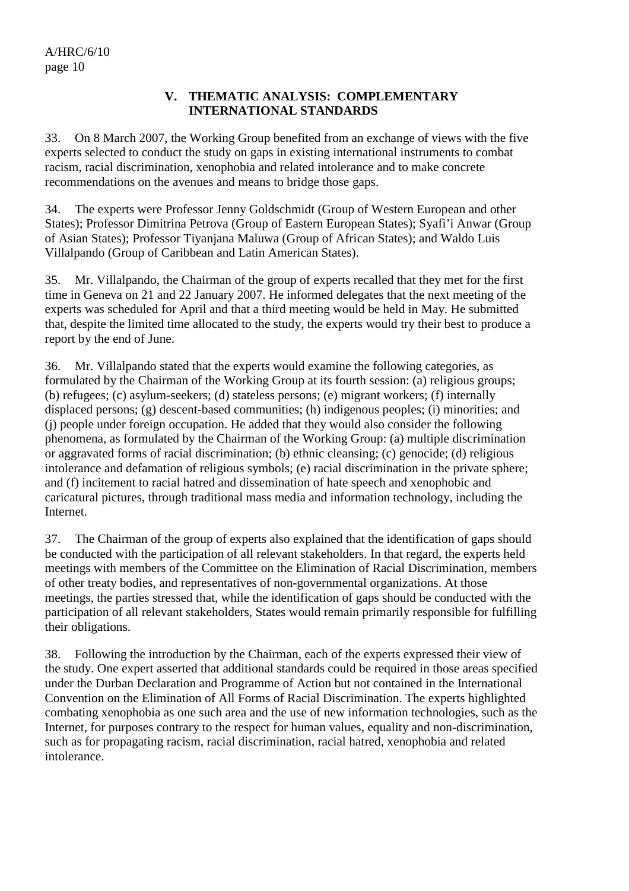## V. THEMATIC ANALYSIS: COMPLEMENTARY INTERNATIONAL STANDARDS

33. On 8 March 2007, the Working Group benefited from an exchange of views with the five experts selected to conduct the study on gaps in existing international instruments to combat racism, racial discrimination, xenophobia and related intolerance and to make concrete recommendations on the avenues and means to bridge those gaps.

34. The experts were Professor Jenny Goldschmidt (Group of Western European and other States); Professor Dimitrina Petrova (Group of Eastern European States); Syafi'i Anwar (Group of Asian States); Professor Tiyanjana Maluwa (Group of African States); and Waldo Luis Villalpando (Group of Caribbean and Latin American States).

35. Mr. Villalpando, the Chairman of the group of experts recalled that they met for the first time in Geneva on 21 and 22 January 2007. He informed delegates that the next meeting of the experts was scheduled for April and that a third meeting would be held in May. He submitted that, despite the limited time allocated to the study, the experts would try their best to produce a report by the end of June.

36. Mr. Villalpando stated that the experts would examine the following categories, as formulated by the Chairman of the Working Group at its fourth session: (a) religious groups; (b) refugees; (c) asylum-seekers; (d) stateless persons; (e) migrant workers; (f) internally displaced persons; (g) descent-based communities; (h) indigenous peoples; (i) minorities; and (j) people under foreign occupation. He added that they would also consider the following phenomena, as formulated by the Chairman of the Working Group: (a) multiple discrimination or aggravated forms of racial discrimination; (b) ethnic cleansing; (c) genocide; (d) religious intolerance and defamation of religious symbols; (e) racial discrimination in the private sphere; and (f) incitement to racial hatred and dissemination of hate speech and xenophobic and caricatural pictures, through traditional mass media and information technology, including the Internet.

37. The Chairman of the group of experts also explained that the identification of gaps should be conducted with the participation of all relevant stakeholders. In that regard, the experts held meetings with members of the Committee on the Elimination of Racial Discrimination, members of other treaty bodies, and representatives of non-governmental organizations. At those meetings, the parties stressed that, while the identification of gaps should be conducted with the participation of all relevant stakeholders, States would remain primarily responsible for fulfilling their obligations.

38. Following the introduction by the Chairman, each of the experts expressed their view of the study. One expert asserted that additional standards could be required in those areas specified under the Durban Declaration and Programme of Action but not contained in the International Convention on the Elimination of All Forms of Racial Discrimination. The experts highlighted combating xenophobia as one such area and the use of new information technologies, such as the Internet, for purposes contrary to the respect for human values, equality and non-discrimination, such as for propagating racism, racial discrimination, racial hatred, xenophobia and related intolerance.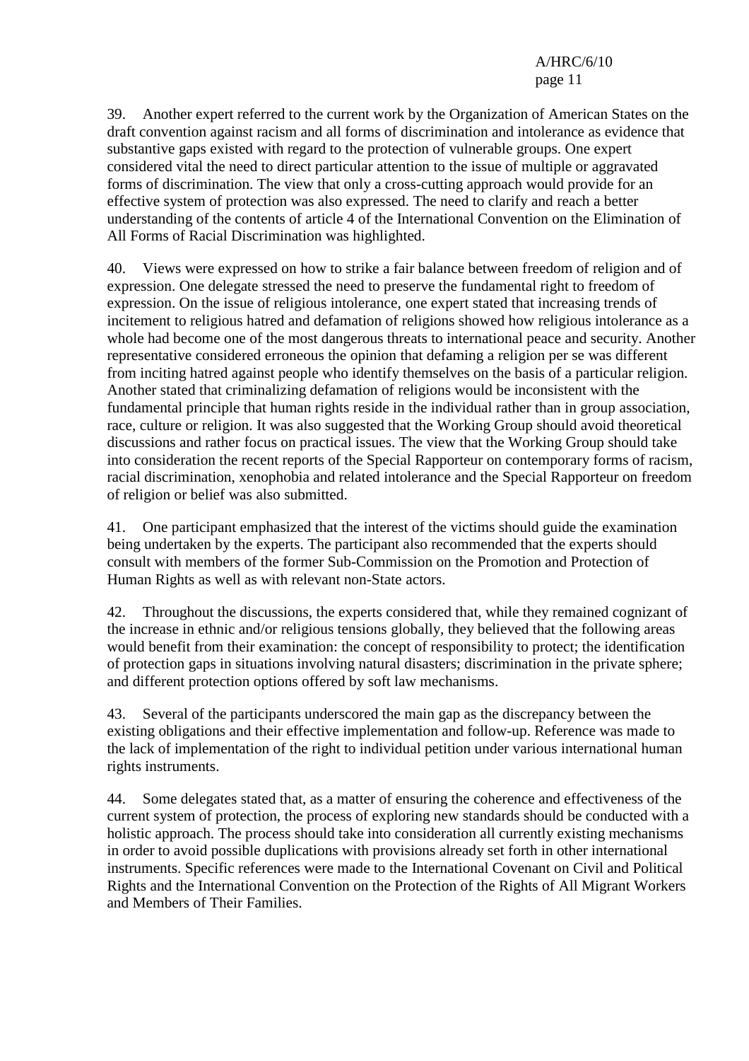39. Another expert referred to the current work by the Organization of American States on the draft convention against racism and all forms of discrimination and intolerance as evidence that substantive gaps existed with regard to the protection of vulnerable groups. One expert considered vital the need to direct particular attention to the issue of multiple or aggravated forms of discrimination. The view that only a cross-cutting approach would provide for an effective system of protection was also expressed. The need to clarify and reach a better understanding of the contents of article 4 of the International Convention on the Elimination of All Forms of Racial Discrimination was highlighted.

40. Views were expressed on how to strike a fair balance between freedom of religion and of expression. One delegate stressed the need to preserve the fundamental right to freedom of expression. On the issue of religious intolerance, one expert stated that increasing trends of incitement to religious hatred and defamation of religions showed how religious intolerance as a whole had become one of the most dangerous threats to international peace and security. Another representative considered erroneous the opinion that defaming a religion per se was different from inciting hatred against people who identify themselves on the basis of a particular religion. Another stated that criminalizing defamation of religions would be inconsistent with the fundamental principle that human rights reside in the individual rather than in group association, race, culture or religion. It was also suggested that the Working Group should avoid theoretical discussions and rather focus on practical issues. The view that the Working Group should take into consideration the recent reports of the Special Rapporteur on contemporary forms of racism, racial discrimination, xenophobia and related intolerance and the Special Rapporteur on freedom of religion or belief was also submitted.

41. One participant emphasized that the interest of the victims should guide the examination being undertaken by the experts. The participant also recommended that the experts should consult with members of the former Sub-Commission on the Promotion and Protection of Human Rights as well as with relevant non-State actors.

42. Throughout the discussions, the experts considered that, while they remained cognizant of the increase in ethnic and/or religious tensions globally, they believed that the following areas would benefit from their examination: the concept of responsibility to protect; the identification of protection gaps in situations involving natural disasters; discrimination in the private sphere; and different protection options offered by soft law mechanisms.

43. Several of the participants underscored the main gap as the discrepancy between the existing obligations and their effective implementation and follow-up. Reference was made to the lack of implementation of the right to individual petition under various international human rights instruments.

44. Some delegates stated that, as a matter of ensuring the coherence and effectiveness of the current system of protection, the process of exploring new standards should be conducted with a holistic approach. The process should take into consideration all currently existing mechanisms in order to avoid possible duplications with provisions already set forth in other international instruments. Specific references were made to the International Covenant on Civil and Political Rights and the International Convention on the Protection of the Rights of All Migrant Workers and Members of Their Families.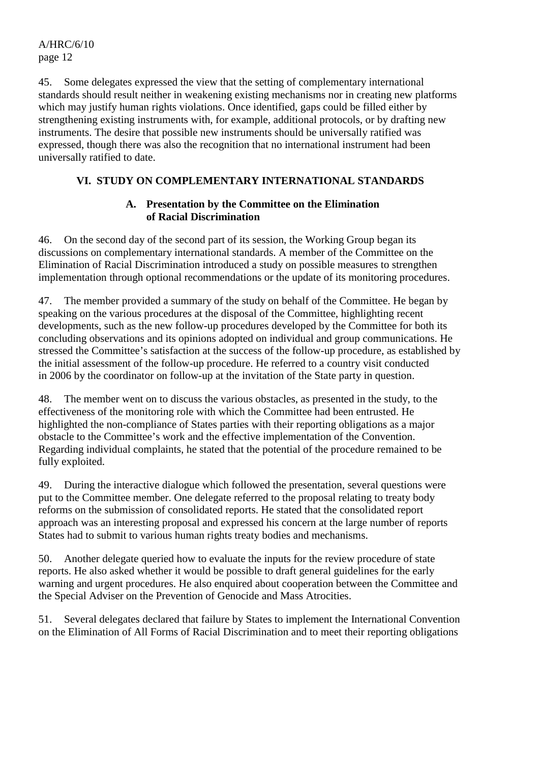45. Some delegates expressed the view that the setting of complementary international standards should result neither in weakening existing mechanisms nor in creating new platforms which may justify human rights violations. Once identified, gaps could be filled either by strengthening existing instruments with, for example, additional protocols, or by drafting new instruments. The desire that possible new instruments should be universally ratified was expressed, though there was also the recognition that no international instrument had been universally ratified to date.

## VI. STUDY ON COMPLEMENTARY INTERNATIONAL STANDARDS

### A. Presentation by the Committee on the Elimination of Racial Discrimination

46. On the second day of the second part of its session, the Working Group began its discussions on complementary international standards. A member of the Committee on the Elimination of Racial Discrimination introduced a study on possible measures to strengthen implementation through optional recommendations or the update of its monitoring procedures.

47. The member provided a summary of the study on behalf of the Committee. He began by speaking on the various procedures at the disposal of the Committee, highlighting recent developments, such as the new follow-up procedures developed by the Committee for both its concluding observations and its opinions adopted on individual and group communications. He stressed the Committee's satisfaction at the success of the follow-up procedure, as established by the initial assessment of the follow-up procedure. He referred to a country visit conducted in 2006 by the coordinator on follow-up at the invitation of the State party in question.

48. The member went on to discuss the various obstacles, as presented in the study, to the effectiveness of the monitoring role with which the Committee had been entrusted. He highlighted the non-compliance of States parties with their reporting obligations as a major obstacle to the Committee's work and the effective implementation of the Convention. Regarding individual complaints, he stated that the potential of the procedure remained to be fully exploited.

49. During the interactive dialogue which followed the presentation, several questions were put to the Committee member. One delegate referred to the proposal relating to treaty body reforms on the submission of consolidated reports. He stated that the consolidated report approach was an interesting proposal and expressed his concern at the large number of reports States had to submit to various human rights treaty bodies and mechanisms.

50. Another delegate queried how to evaluate the inputs for the review procedure of state reports. He also asked whether it would be possible to draft general guidelines for the early warning and urgent procedures. He also enquired about cooperation between the Committee and the Special Adviser on the Prevention of Genocide and Mass Atrocities.

51. Several delegates declared that failure by States to implement the International Convention on the Elimination of All Forms of Racial Discrimination and to meet their reporting obligations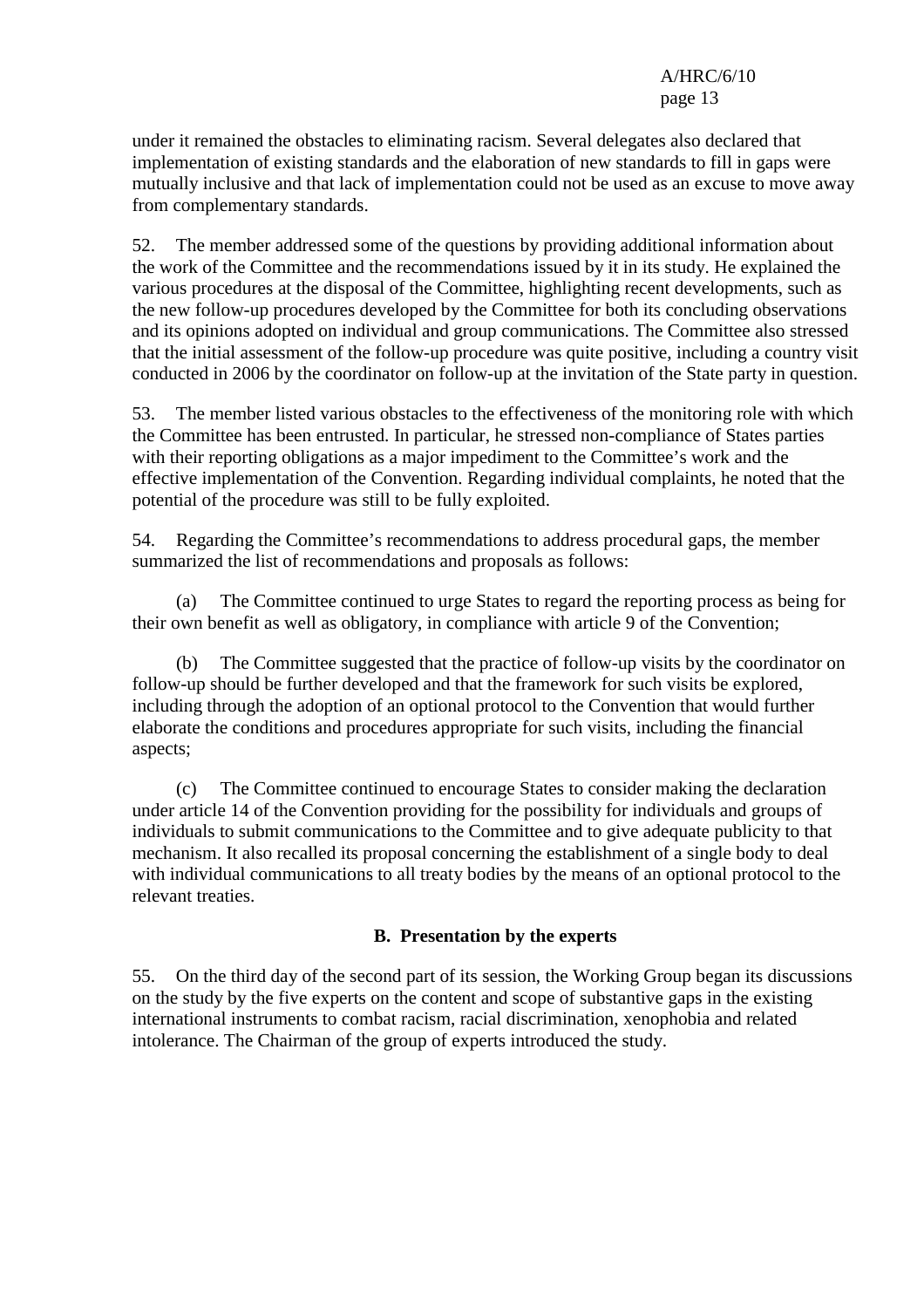under it remained the obstacles to eliminating racism. Several delegates also declared that implementation of existing standards and the elaboration of new standards to fill in gaps were mutually inclusive and that lack of implementation could not be used as an excuse to move away from complementary standards.

52. The member addressed some of the questions by providing additional information about the work of the Committee and the recommendations issued by it in its study. He explained the various procedures at the disposal of the Committee, highlighting recent developments, such as the new follow-up procedures developed by the Committee for both its concluding observations and its opinions adopted on individual and group communications. The Committee also stressed that the initial assessment of the follow-up procedure was quite positive, including a country visit conducted in 2006 by the coordinator on follow-up at the invitation of the State party in question.

53. The member listed various obstacles to the effectiveness of the monitoring role with which the Committee has been entrusted. In particular, he stressed non-compliance of States parties with their reporting obligations as a major impediment to the Committee's work and the effective implementation of the Convention. Regarding individual complaints, he noted that the potential of the procedure was still to be fully exploited.

54. Regarding the Committee's recommendations to address procedural gaps, the member summarized the list of recommendations and proposals as follows:

(a) The Committee continued to urge States to regard the reporting process as being for their own benefit as well as obligatory, in compliance with article 9 of the Convention;

(b) The Committee suggested that the practice of follow-up visits by the coordinator on follow-up should be further developed and that the framework for such visits be explored, including through the adoption of an optional protocol to the Convention that would further elaborate the conditions and procedures appropriate for such visits, including the financial aspects;

(c) The Committee continued to encourage States to consider making the declaration under article 14 of the Convention providing for the possibility for individuals and groups of individuals to submit communications to the Committee and to give adequate publicity to that mechanism. It also recalled its proposal concerning the establishment of a single body to deal with individual communications to all treaty bodies by the means of an optional protocol to the relevant treaties.

### B. Presentation by the experts

55. On the third day of the second part of its session, the Working Group began its discussions on the study by the five experts on the content and scope of substantive gaps in the existing international instruments to combat racism, racial discrimination, xenophobia and related intolerance. The Chairman of the group of experts introduced the study.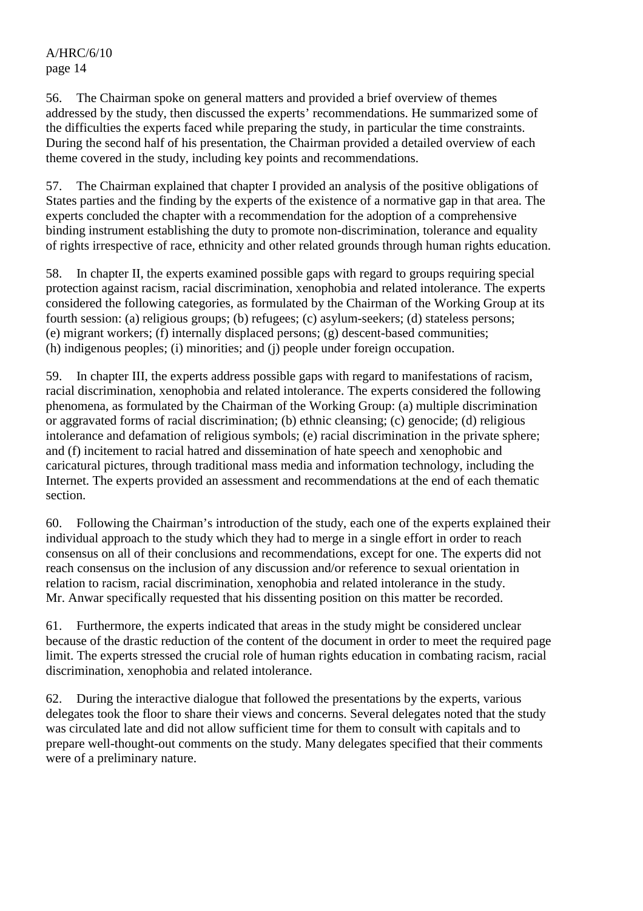56. The Chairman spoke on general matters and provided a brief overview of themes addressed by the study, then discussed the experts' recommendations. He summarized some of the difficulties the experts faced while preparing the study, in particular the time constraints. During the second half of his presentation, the Chairman provided a detailed overview of each theme covered in the study, including key points and recommendations.

57. The Chairman explained that chapter I provided an analysis of the positive obligations of States parties and the finding by the experts of the existence of a normative gap in that area. The experts concluded the chapter with a recommendation for the adoption of a comprehensive binding instrument establishing the duty to promote non-discrimination, tolerance and equality of rights irrespective of race, ethnicity and other related grounds through human rights education.

58. In chapter II, the experts examined possible gaps with regard to groups requiring special protection against racism, racial discrimination, xenophobia and related intolerance. The experts considered the following categories, as formulated by the Chairman of the Working Group at its fourth session: (a) religious groups; (b) refugees; (c) asylum-seekers; (d) stateless persons; (e) migrant workers; (f) internally displaced persons; (g) descent-based communities; (h) indigenous peoples; (i) minorities; and (j) people under foreign occupation.

59. In chapter III, the experts address possible gaps with regard to manifestations of racism, racial discrimination, xenophobia and related intolerance. The experts considered the following phenomena, as formulated by the Chairman of the Working Group: (a) multiple discrimination or aggravated forms of racial discrimination; (b) ethnic cleansing; (c) genocide; (d) religious intolerance and defamation of religious symbols; (e) racial discrimination in the private sphere; and (f) incitement to racial hatred and dissemination of hate speech and xenophobic and caricatural pictures, through traditional mass media and information technology, including the Internet. The experts provided an assessment and recommendations at the end of each thematic section.

60. Following the Chairman's introduction of the study, each one of the experts explained their individual approach to the study which they had to merge in a single effort in order to reach consensus on all of their conclusions and recommendations, except for one. The experts did not reach consensus on the inclusion of any discussion and/or reference to sexual orientation in relation to racism, racial discrimination, xenophobia and related intolerance in the study. Mr. Anwar specifically requested that his dissenting position on this matter be recorded.

61. Furthermore, the experts indicated that areas in the study might be considered unclear because of the drastic reduction of the content of the document in order to meet the required page limit. The experts stressed the crucial role of human rights education in combating racism, racial discrimination, xenophobia and related intolerance.

62. During the interactive dialogue that followed the presentations by the experts, various delegates took the floor to share their views and concerns. Several delegates noted that the study was circulated late and did not allow sufficient time for them to consult with capitals and to prepare well-thought-out comments on the study. Many delegates specified that their comments were of a preliminary nature.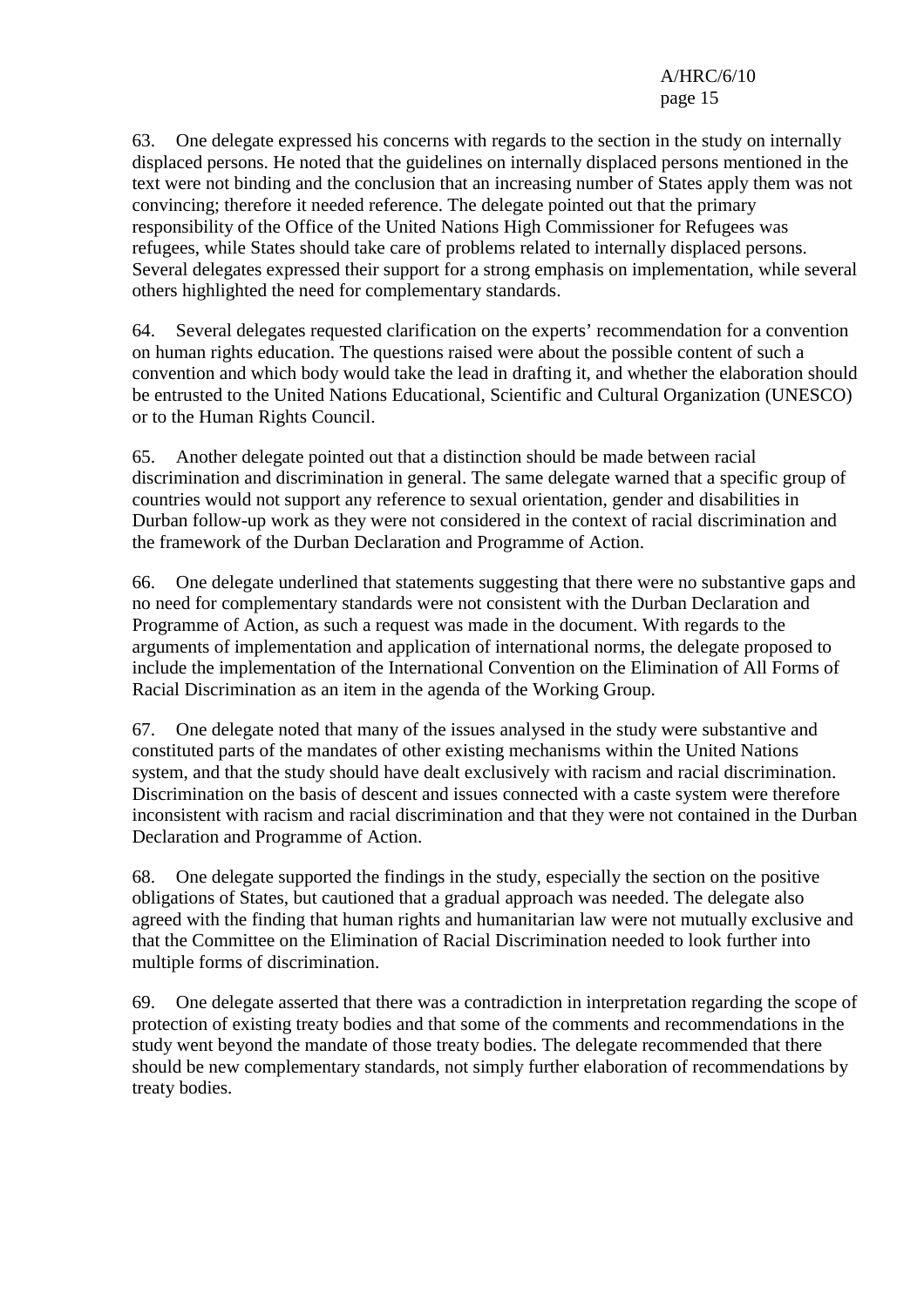63. One delegate expressed his concerns with regards to the section in the study on internally displaced persons. He noted that the guidelines on internally displaced persons mentioned in the text were not binding and the conclusion that an increasing number of States apply them was not convincing; therefore it needed reference. The delegate pointed out that the primary responsibility of the Office of the United Nations High Commissioner for Refugees was refugees, while States should take care of problems related to internally displaced persons. Several delegates expressed their support for a strong emphasis on implementation, while several others highlighted the need for complementary standards.

64. Several delegates requested clarification on the experts' recommendation for a convention on human rights education. The questions raised were about the possible content of such a convention and which body would take the lead in drafting it, and whether the elaboration should be entrusted to the United Nations Educational, Scientific and Cultural Organization (UNESCO) or to the Human Rights Council.

65. Another delegate pointed out that a distinction should be made between racial discrimination and discrimination in general. The same delegate warned that a specific group of countries would not support any reference to sexual orientation, gender and disabilities in Durban follow-up work as they were not considered in the context of racial discrimination and the framework of the Durban Declaration and Programme of Action.

66. One delegate underlined that statements suggesting that there were no substantive gaps and no need for complementary standards were not consistent with the Durban Declaration and Programme of Action, as such a request was made in the document. With regards to the arguments of implementation and application of international norms, the delegate proposed to include the implementation of the International Convention on the Elimination of All Forms of Racial Discrimination as an item in the agenda of the Working Group.

67. One delegate noted that many of the issues analysed in the study were substantive and constituted parts of the mandates of other existing mechanisms within the United Nations system, and that the study should have dealt exclusively with racism and racial discrimination. Discrimination on the basis of descent and issues connected with a caste system were therefore inconsistent with racism and racial discrimination and that they were not contained in the Durban Declaration and Programme of Action.

68. One delegate supported the findings in the study, especially the section on the positive obligations of States, but cautioned that a gradual approach was needed. The delegate also agreed with the finding that human rights and humanitarian law were not mutually exclusive and that the Committee on the Elimination of Racial Discrimination needed to look further into multiple forms of discrimination.

69. One delegate asserted that there was a contradiction in interpretation regarding the scope of protection of existing treaty bodies and that some of the comments and recommendations in the study went beyond the mandate of those treaty bodies. The delegate recommended that there should be new complementary standards, not simply further elaboration of recommendations by treaty bodies.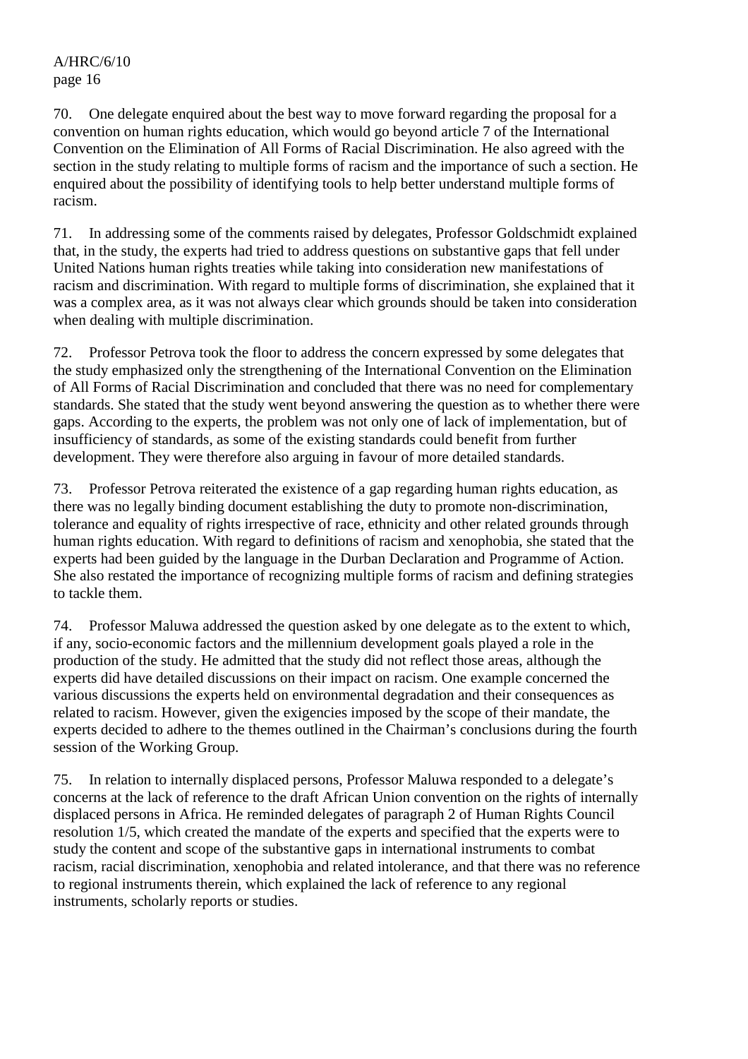70. One delegate enquired about the best way to move forward regarding the proposal for a convention on human rights education, which would go beyond article 7 of the International Convention on the Elimination of All Forms of Racial Discrimination. He also agreed with the section in the study relating to multiple forms of racism and the importance of such a section. He enquired about the possibility of identifying tools to help better understand multiple forms of racism.

71. In addressing some of the comments raised by delegates, Professor Goldschmidt explained that, in the study, the experts had tried to address questions on substantive gaps that fell under United Nations human rights treaties while taking into consideration new manifestations of racism and discrimination. With regard to multiple forms of discrimination, she explained that it was a complex area, as it was not always clear which grounds should be taken into consideration when dealing with multiple discrimination.

72. Professor Petrova took the floor to address the concern expressed by some delegates that the study emphasized only the strengthening of the International Convention on the Elimination of All Forms of Racial Discrimination and concluded that there was no need for complementary standards. She stated that the study went beyond answering the question as to whether there were gaps. According to the experts, the problem was not only one of lack of implementation, but of insufficiency of standards, as some of the existing standards could benefit from further development. They were therefore also arguing in favour of more detailed standards.

73. Professor Petrova reiterated the existence of a gap regarding human rights education, as there was no legally binding document establishing the duty to promote non-discrimination, tolerance and equality of rights irrespective of race, ethnicity and other related grounds through human rights education. With regard to definitions of racism and xenophobia, she stated that the experts had been guided by the language in the Durban Declaration and Programme of Action. She also restated the importance of recognizing multiple forms of racism and defining strategies to tackle them.

74. Professor Maluwa addressed the question asked by one delegate as to the extent to which, if any, socio-economic factors and the millennium development goals played a role in the production of the study. He admitted that the study did not reflect those areas, although the experts did have detailed discussions on their impact on racism. One example concerned the various discussions the experts held on environmental degradation and their consequences as related to racism. However, given the exigencies imposed by the scope of their mandate, the experts decided to adhere to the themes outlined in the Chairman's conclusions during the fourth session of the Working Group.

75. In relation to internally displaced persons, Professor Maluwa responded to a delegate's concerns at the lack of reference to the draft African Union convention on the rights of internally displaced persons in Africa. He reminded delegates of paragraph 2 of Human Rights Council resolution 1/5, which created the mandate of the experts and specified that the experts were to study the content and scope of the substantive gaps in international instruments to combat racism, racial discrimination, xenophobia and related intolerance, and that there was no reference to regional instruments therein, which explained the lack of reference to any regional instruments, scholarly reports or studies.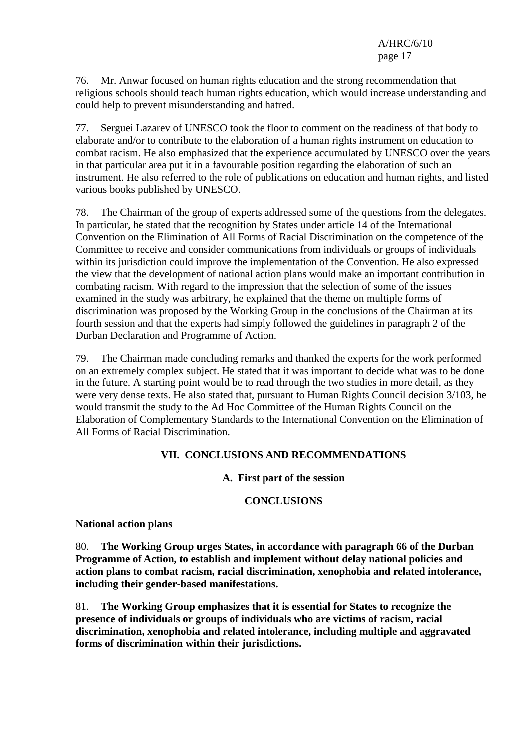76. Mr. Anwar focused on human rights education and the strong recommendation that religious schools should teach human rights education, which would increase understanding and could help to prevent misunderstanding and hatred.

77. Serguei Lazarev of UNESCO took the floor to comment on the readiness of that body to elaborate and/or to contribute to the elaboration of a human rights instrument on education to combat racism. He also emphasized that the experience accumulated by UNESCO over the years in that particular area put it in a favourable position regarding the elaboration of such an instrument. He also referred to the role of publications on education and human rights, and listed various books published by UNESCO.

78. The Chairman of the group of experts addressed some of the questions from the delegates. In particular, he stated that the recognition by States under article 14 of the International Convention on the Elimination of All Forms of Racial Discrimination on the competence of the Committee to receive and consider communications from individuals or groups of individuals within its jurisdiction could improve the implementation of the Convention. He also expressed the view that the development of national action plans would make an important contribution in combating racism. With regard to the impression that the selection of some of the issues examined in the study was arbitrary, he explained that the theme on multiple forms of discrimination was proposed by the Working Group in the conclusions of the Chairman at its fourth session and that the experts had simply followed the guidelines in paragraph 2 of the Durban Declaration and Programme of Action.

79. The Chairman made concluding remarks and thanked the experts for the work performed on an extremely complex subject. He stated that it was important to decide what was to be done in the future. A starting point would be to read through the two studies in more detail, as they were very dense texts. He also stated that, pursuant to Human Rights Council decision 3/103, he would transmit the study to the Ad Hoc Committee of the Human Rights Council on the Elaboration of Complementary Standards to the International Convention on the Elimination of All Forms of Racial Discrimination.

## VII. CONCLUSIONS AND RECOMMENDATIONS

### A. First part of the session

### CONCLUSIONS

**National action plans**

80. **The Working Group urges States, in accordance with paragraph 66 of the Durban Programme of Action, to establish and implement without delay national policies and action plans to combat racism, racial discrimination, xenophobia and related intolerance, including their gender-based manifestations.**

81. **The Working Group emphasizes that it is essential for States to recognize the presence of individuals or groups of individuals who are victims of racism, racial discrimination, xenophobia and related intolerance, including multiple and aggravated forms of discrimination within their jurisdictions.**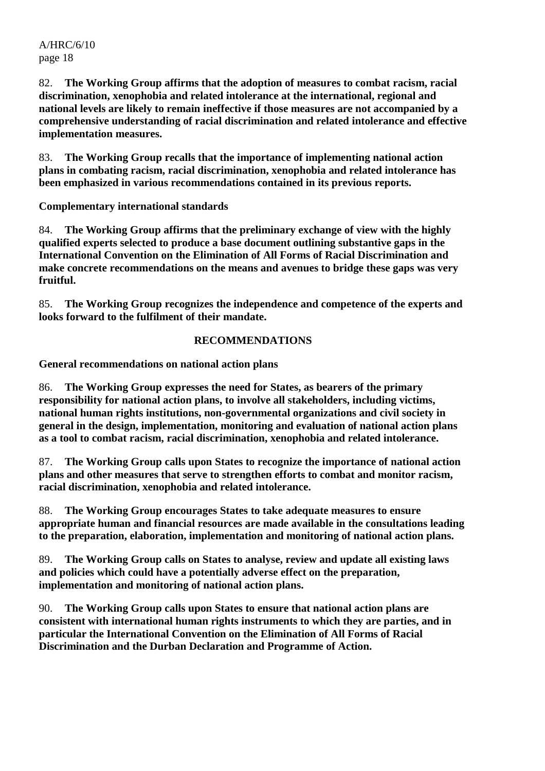82. **The Working Group affirms that the adoption of measures to combat racism, racial discrimination, xenophobia and related intolerance at the international, regional and national levels are likely to remain ineffective if those measures are not accompanied by a comprehensive understanding of racial discrimination and related intolerance and effective implementation measures.**

83. **The Working Group recalls that the importance of implementing national action plans in combating racism, racial discrimination, xenophobia and related intolerance has been emphasized in various recommendations contained in its previous reports.**

**Complementary international standards**

84. **The Working Group affirms that the preliminary exchange of view with the highly qualified experts selected to produce a base document outlining substantive gaps in the International Convention on the Elimination of All Forms of Racial Discrimination and make concrete recommendations on the means and avenues to bridge these gaps was very fruitful.**

85. **The Working Group recognizes the independence and competence of the experts and looks forward to the fulfilment of their mandate.**

## RECOMMENDATIONS

**General recommendations on national action plans**

86. **The Working Group expresses the need for States, as bearers of the primary responsibility for national action plans, to involve all stakeholders, including victims, national human rights institutions, non-governmental organizations and civil society in general in the design, implementation, monitoring and evaluation of national action plans as a tool to combat racism, racial discrimination, xenophobia and related intolerance.**

87. **The Working Group calls upon States to recognize the importance of national action plans and other measures that serve to strengthen efforts to combat and monitor racism, racial discrimination, xenophobia and related intolerance.**

88. **The Working Group encourages States to take adequate measures to ensure appropriate human and financial resources are made available in the consultations leading to the preparation, elaboration, implementation and monitoring of national action plans.**

89. **The Working Group calls on States to analyse, review and update all existing laws and policies which could have a potentially adverse effect on the preparation, implementation and monitoring of national action plans.**

90. **The Working Group calls upon States to ensure that national action plans are consistent with international human rights instruments to which they are parties, and in particular the International Convention on the Elimination of All Forms of Racial Discrimination and the Durban Declaration and Programme of Action.**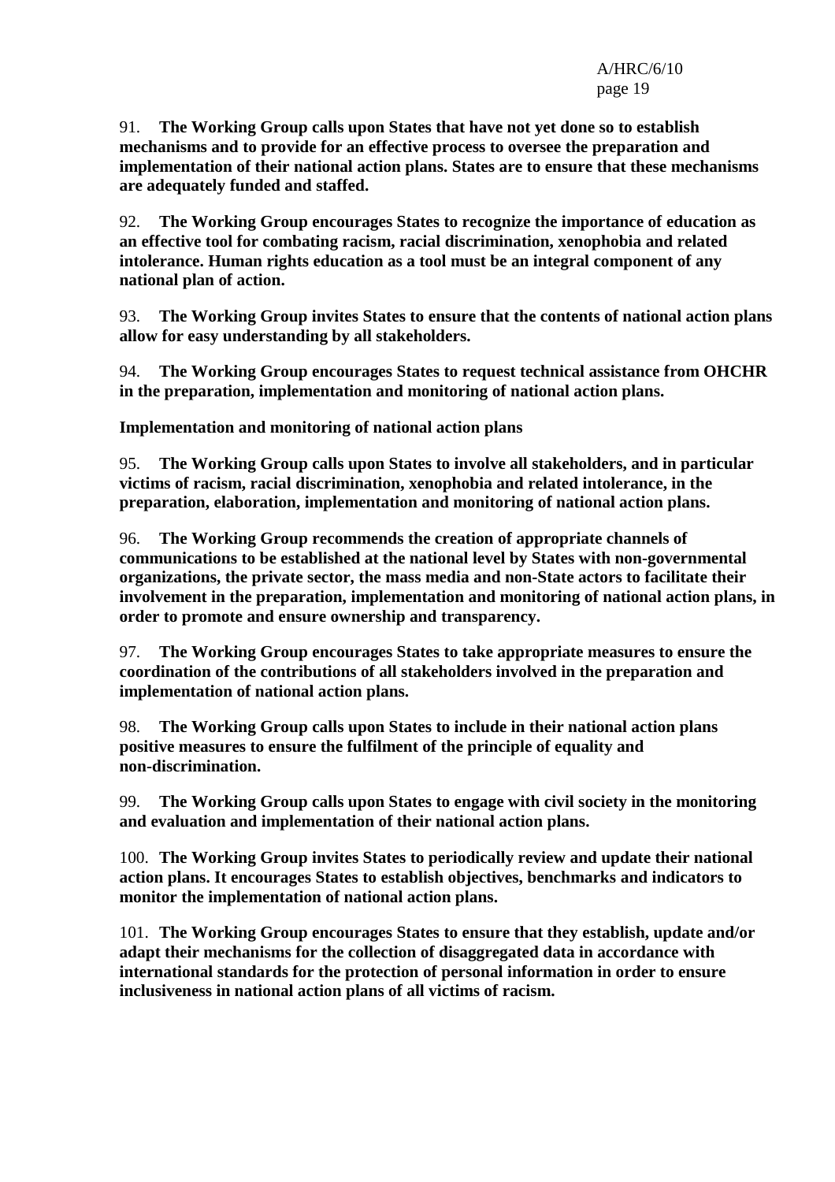91. **The Working Group calls upon States that have not yet done so to establish mechanisms and to provide for an effective process to oversee the preparation and implementation of their national action plans. States are to ensure that these mechanisms are adequately funded and staffed.**

92. **The Working Group encourages States to recognize the importance of education as an effective tool for combating racism, racial discrimination, xenophobia and related intolerance. Human rights education as a tool must be an integral component of any national plan of action.**

93. **The Working Group invites States to ensure that the contents of national action plans allow for easy understanding by all stakeholders.**

94. **The Working Group encourages States to request technical assistance from OHCHR in the preparation, implementation and monitoring of national action plans.**

**Implementation and monitoring of national action plans**

95. **The Working Group calls upon States to involve all stakeholders, and in particular victims of racism, racial discrimination, xenophobia and related intolerance, in the preparation, elaboration, implementation and monitoring of national action plans.**

96. **The Working Group recommends the creation of appropriate channels of communications to be established at the national level by States with non-governmental organizations, the private sector, the mass media and non-State actors to facilitate their involvement in the preparation, implementation and monitoring of national action plans, in order to promote and ensure ownership and transparency.**

97. **The Working Group encourages States to take appropriate measures to ensure the coordination of the contributions of all stakeholders involved in the preparation and implementation of national action plans.**

98. **The Working Group calls upon States to include in their national action plans positive measures to ensure the fulfilment of the principle of equality and non-discrimination.**

99. **The Working Group calls upon States to engage with civil society in the monitoring and evaluation and implementation of their national action plans.**

100. **The Working Group invites States to periodically review and update their national action plans. It encourages States to establish objectives, benchmarks and indicators to monitor the implementation of national action plans.**

101. **The Working Group encourages States to ensure that they establish, update and/or adapt their mechanisms for the collection of disaggregated data in accordance with international standards for the protection of personal information in order to ensure inclusiveness in national action plans of all victims of racism.**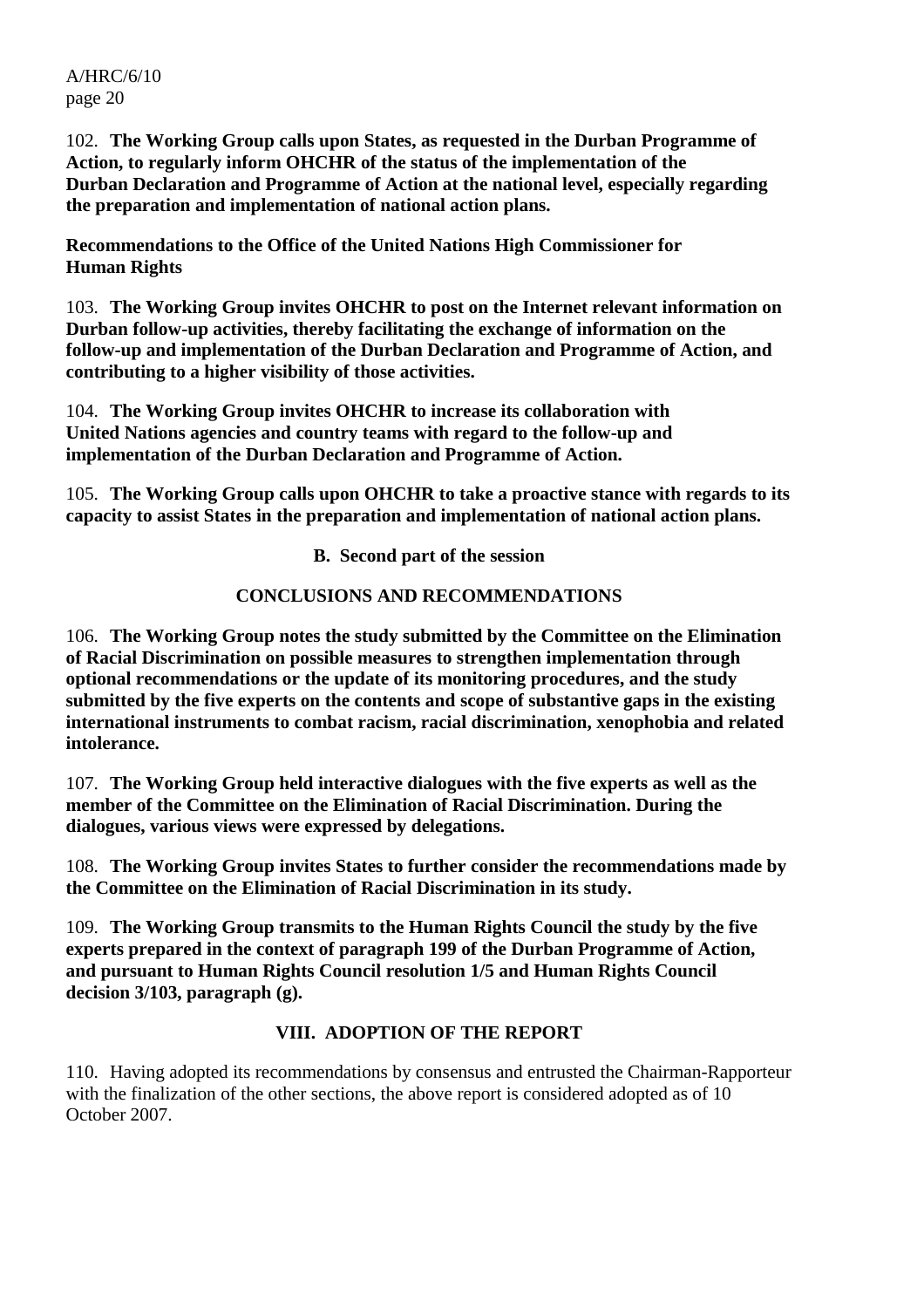102. **The Working Group calls upon States, as requested in the Durban Programme of Action, to regularly inform OHCHR of the status of the implementation of the Durban Declaration and Programme of Action at the national level, especially regarding the preparation and implementation of national action plans.**

**Recommendations to the Office of the United Nations High Commissioner for Human Rights**

103. **The Working Group invites OHCHR to post on the Internet relevant information on Durban follow-up activities, thereby facilitating the exchange of information on the follow-up and implementation of the Durban Declaration and Programme of Action, and contributing to a higher visibility of those activities.**

104. **The Working Group invites OHCHR to increase its collaboration with United Nations agencies and country teams with regard to the follow-up and implementation of the Durban Declaration and Programme of Action.**

105. **The Working Group calls upon OHCHR to take a proactive stance with regards to its capacity to assist States in the preparation and implementation of national action plans.**

### B. Second part of the session

### CONCLUSIONS AND RECOMMENDATIONS

106. **The Working Group notes the study submitted by the Committee on the Elimination of Racial Discrimination on possible measures to strengthen implementation through optional recommendations or the update of its monitoring procedures, and the study submitted by the five experts on the contents and scope of substantive gaps in the existing international instruments to combat racism, racial discrimination, xenophobia and related intolerance.**

107. **The Working Group held interactive dialogues with the five experts as well as the member of the Committee on the Elimination of Racial Discrimination. During the dialogues, various views were expressed by delegations.**

108. **The Working Group invites States to further consider the recommendations made by the Committee on the Elimination of Racial Discrimination in its study.**

109. **The Working Group transmits to the Human Rights Council the study by the five experts prepared in the context of paragraph 199 of the Durban Programme of Action, and pursuant to Human Rights Council resolution 1/5 and Human Rights Council decision 3/103, paragraph (g).**

## VIII. ADOPTION OF THE REPORT

110. Having adopted its recommendations by consensus and entrusted the Chairman-Rapporteur with the finalization of the other sections, the above report is considered adopted as of 10 October 2007.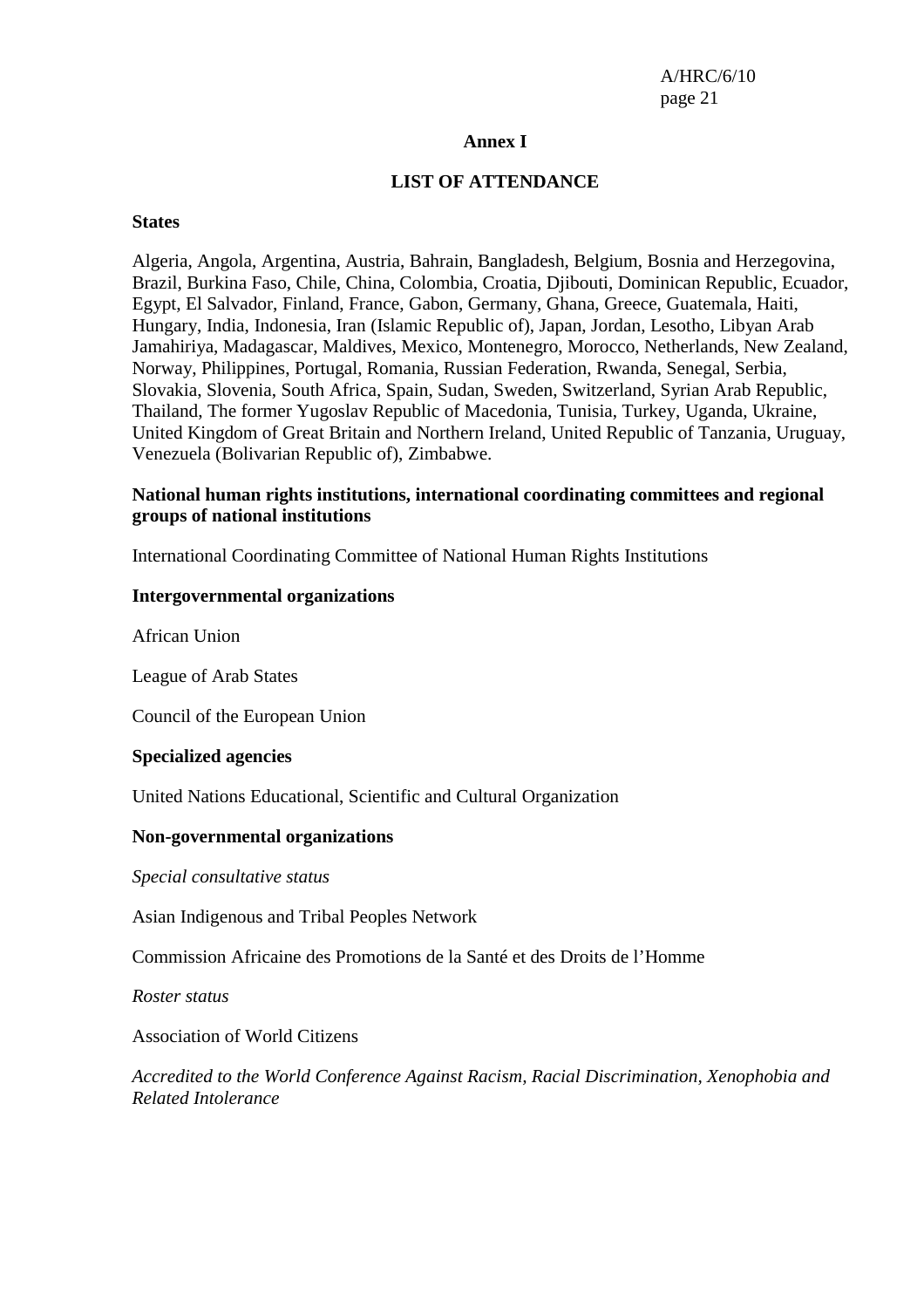## Annex I

## LIST OF ATTENDANCE

**States**

Algeria, Angola, Argentina, Austria, Bahrain, Bangladesh, Belgium, Bosnia and Herzegovina, Brazil, Burkina Faso, Chile, China, Colombia, Croatia, Djibouti, Dominican Republic, Ecuador, Egypt, El Salvador, Finland, France, Gabon, Germany, Ghana, Greece, Guatemala, Haiti, Hungary, India, Indonesia, Iran (Islamic Republic of), Japan, Jordan, Lesotho, Libyan Arab Jamahiriya, Madagascar, Maldives, Mexico, Montenegro, Morocco, Netherlands, New Zealand, Norway, Philippines, Portugal, Romania, Russian Federation, Rwanda, Senegal, Serbia, Slovakia, Slovenia, South Africa, Spain, Sudan, Sweden, Switzerland, Syrian Arab Republic, Thailand, The former Yugoslav Republic of Macedonia, Tunisia, Turkey, Uganda, Ukraine, United Kingdom of Great Britain and Northern Ireland, United Republic of Tanzania, Uruguay, Venezuela (Bolivarian Republic of), Zimbabwe.

**National human rights institutions, international coordinating committees and regional groups of national institutions**

International Coordinating Committee of National Human Rights Institutions

**Intergovernmental organizations**

African Union

League of Arab States

Council of the European Union

**Specialized agencies**

United Nations Educational, Scientific and Cultural Organization

**Non-governmental organizations**

*Special consultative status*

Asian Indigenous and Tribal Peoples Network

Commission Africaine des Promotions de la Santé et des Droits de l'Homme

*Roster status*

Association of World Citizens

*Accredited to the World Conference Against Racism, Racial Discrimination, Xenophobia and Related Intolerance*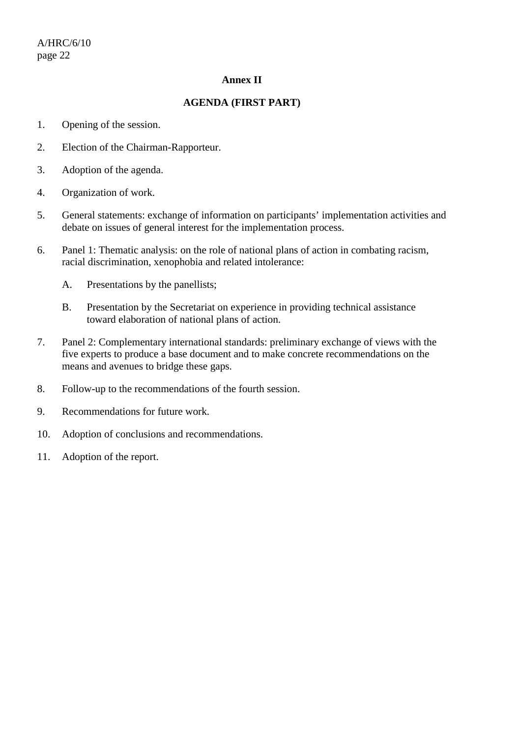## Annex II

## AGENDA (FIRST PART)

1. Opening of the session.

2. Election of the Chairman-Rapporteur.

3. Adoption of the agenda.

4. Organization of work.

5. General statements: exchange of information on participants' implementation activities and debate on issues of general interest for the implementation process.

6. Panel 1: Thematic analysis: on the role of national plans of action in combating racism, racial discrimination, xenophobia and related intolerance:

   A. Presentations by the panellists;

   B. Presentation by the Secretariat on experience in providing technical assistance toward elaboration of national plans of action.

7. Panel 2: Complementary international standards: preliminary exchange of views with the five experts to produce a base document and to make concrete recommendations on the means and avenues to bridge these gaps.

8. Follow-up to the recommendations of the fourth session.

9. Recommendations for future work.

10. Adoption of conclusions and recommendations.

11. Adoption of the report.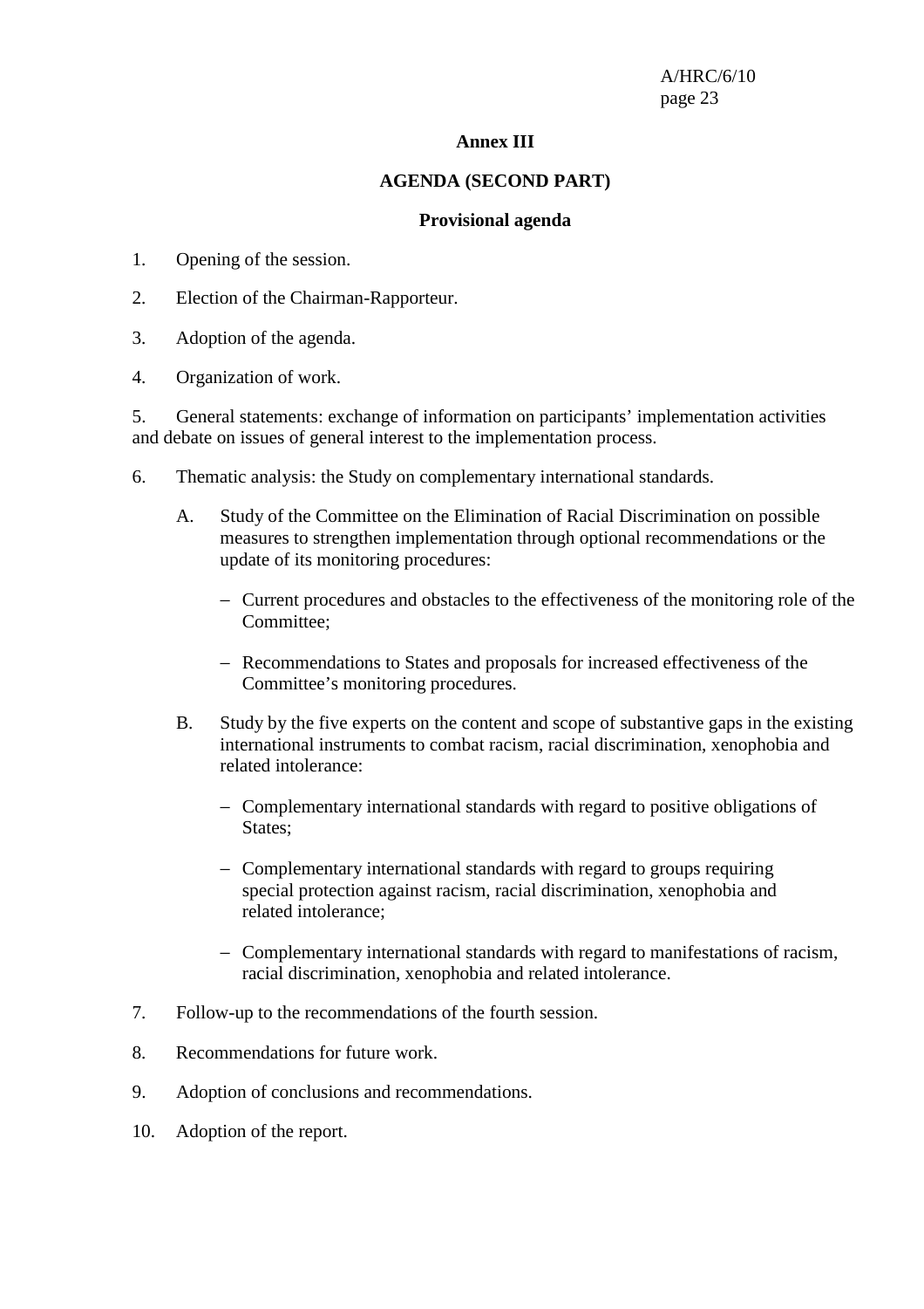**Annex III**

**AGENDA (SECOND PART)**

**Provisional agenda**

1. Opening of the session.

2. Election of the Chairman-Rapporteur.

3. Adoption of the agenda.

4. Organization of work.

5. General statements: exchange of information on participants' implementation activities and debate on issues of general interest to the implementation process.

6. Thematic analysis: the Study on complementary international standards.

   A. Study of the Committee on the Elimination of Racial Discrimination on possible measures to strengthen implementation through optional recommendations or the update of its monitoring procedures:

      - Current procedures and obstacles to the effectiveness of the monitoring role of the Committee;

      - Recommendations to States and proposals for increased effectiveness of the Committee's monitoring procedures.

   B. Study by the five experts on the content and scope of substantive gaps in the existing international instruments to combat racism, racial discrimination, xenophobia and related intolerance:

      - Complementary international standards with regard to positive obligations of States;

      - Complementary international standards with regard to groups requiring special protection against racism, racial discrimination, xenophobia and related intolerance;

      - Complementary international standards with regard to manifestations of racism, racial discrimination, xenophobia and related intolerance.

7. Follow-up to the recommendations of the fourth session.

8. Recommendations for future work.

9. Adoption of conclusions and recommendations.

10. Adoption of the report.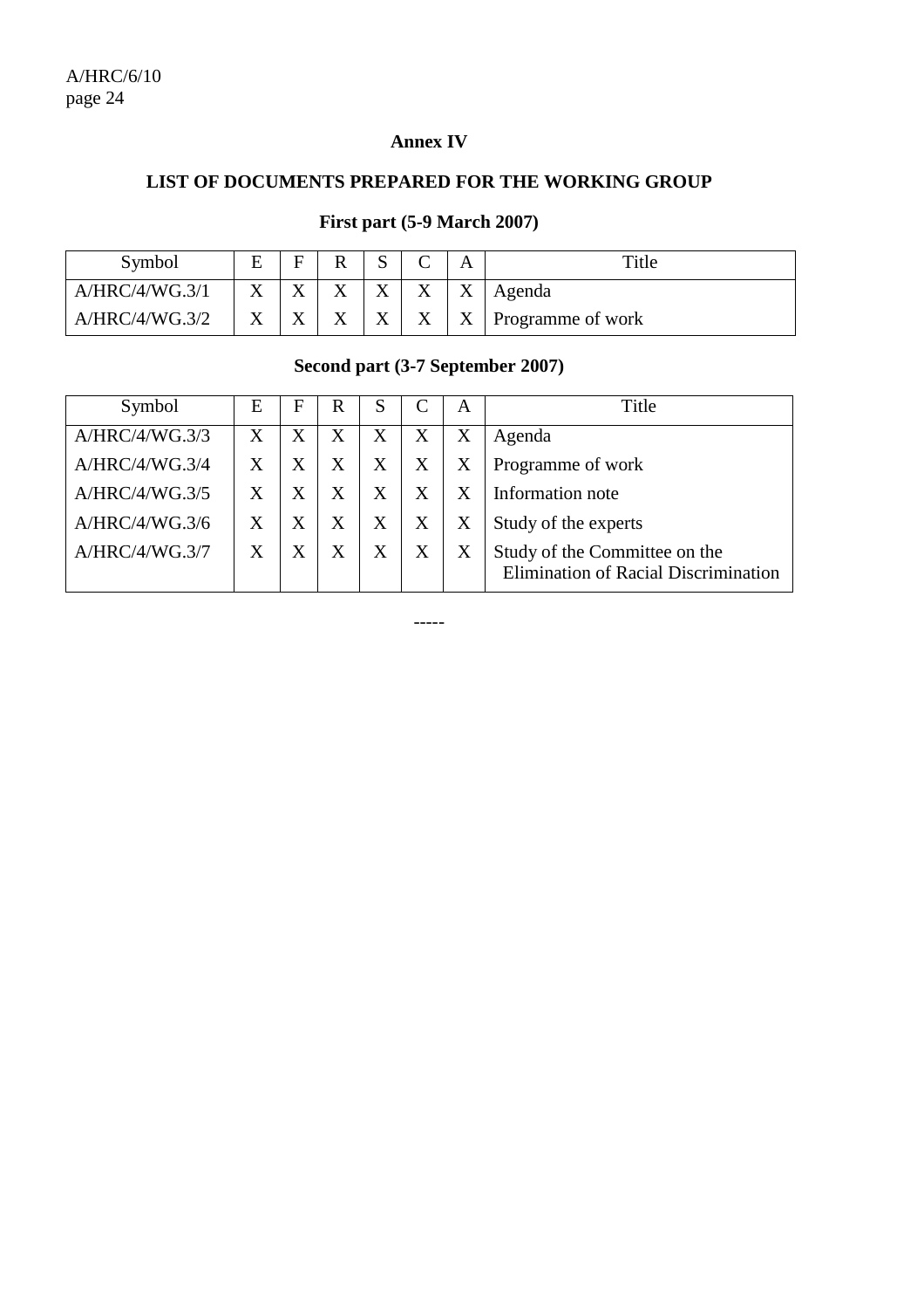## Annex IV

## LIST OF DOCUMENTS PREPARED FOR THE WORKING GROUP

### First part (5-9 March 2007)

| Symbol | E | F | R | S | C | A | Title |
|---|---|---|---|---|---|---|---|
| A/HRC/4/WG.3/1 | X | X | X | X | X | X | Agenda |
| A/HRC/4/WG.3/2 | X | X | X | X | X | X | Programme of work |

### Second part (3-7 September 2007)

| Symbol | E | F | R | S | C | A | Title |
|---|---|---|---|---|---|---|---|
| A/HRC/4/WG.3/3 | X | X | X | X | X | X | Agenda |
| A/HRC/4/WG.3/4 | X | X | X | X | X | X | Programme of work |
| A/HRC/4/WG.3/5 | X | X | X | X | X | X | Information note |
| A/HRC/4/WG.3/6 | X | X | X | X | X | X | Study of the experts |
| A/HRC/4/WG.3/7 | X | X | X | X | X | X | Study of the Committee on the Elimination of Racial Discrimination |

-----